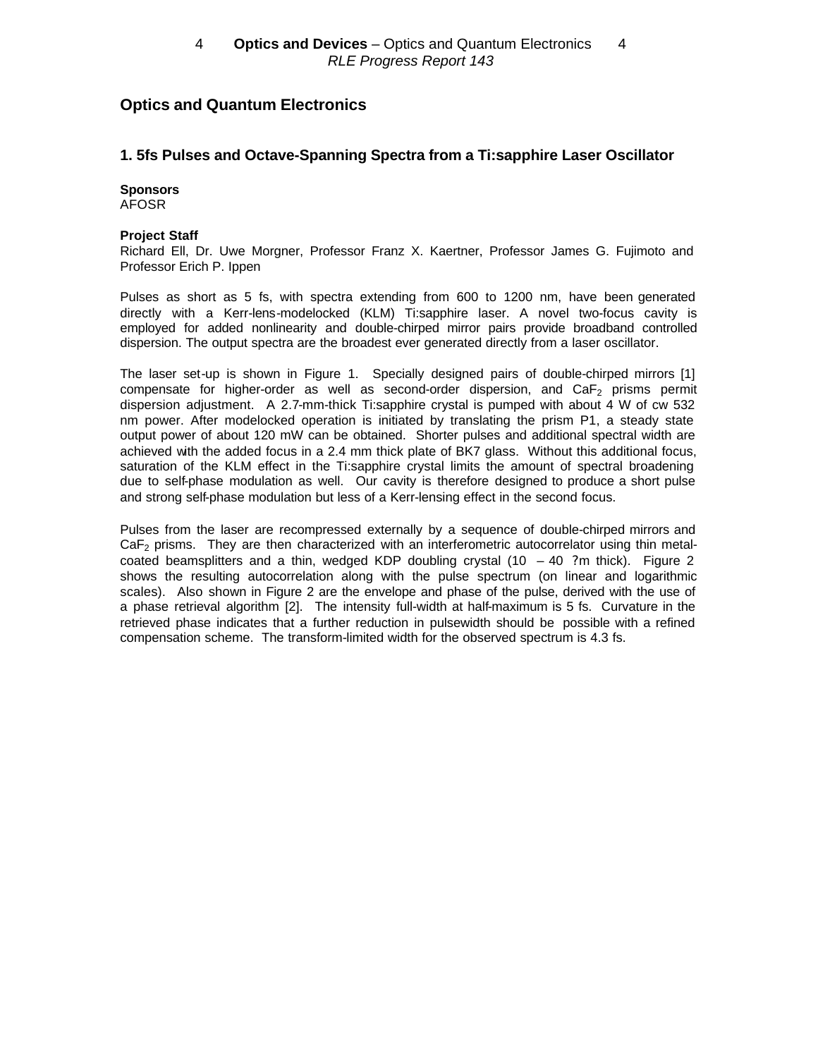# Optics and Quantum Electronics

## 1. 5fs Pulses and Octave-Spanning Spectra from a Ti:sapphire Laser Oscillator

**Sponsors**
AFOSR

**Project Staff**
Richard Ell, Dr. Uwe Morgner, Professor Franz X. Kaertner, Professor James G. Fujimoto and Professor Erich P. Ippen

Pulses as short as 5 fs, with spectra extending from 600 to 1200 nm, have been generated directly with a Kerr-lens-modelocked (KLM) Ti:sapphire laser. A novel two-focus cavity is employed for added nonlinearity and double-chirped mirror pairs provide broadband controlled dispersion. The output spectra are the broadest ever generated directly from a laser oscillator.

The laser set-up is shown in Figure 1. Specially designed pairs of double-chirped mirrors [1] compensate for higher-order as well as second-order dispersion, and $CaF_2$ prisms permit dispersion adjustment. A 2.7-mm-thick Ti:sapphire crystal is pumped with about 4 W of cw 532 nm power. After modelocked operation is initiated by translating the prism P1, a steady state output power of about 120 mW can be obtained. Shorter pulses and additional spectral width are achieved with the added focus in a 2.4 mm thick plate of BK7 glass. Without this additional focus, saturation of the KLM effect in the Ti:sapphire crystal limits the amount of spectral broadening due to self-phase modulation as well. Our cavity is therefore designed to produce a short pulse and strong self-phase modulation but less of a Kerr-lensing effect in the second focus.

Pulses from the laser are recompressed externally by a sequence of double-chirped mirrors and $CaF_2$ prisms. They are then characterized with an interferometric autocorrelator using thin metal-coated beamsplitters and a thin, wedged KDP doubling crystal (10 – 40 ?m thick). Figure 2 shows the resulting autocorrelation along with the pulse spectrum (on linear and logarithmic scales). Also shown in Figure 2 are the envelope and phase of the pulse, derived with the use of a phase retrieval algorithm [2]. The intensity full-width at half-maximum is 5 fs. Curvature in the retrieved phase indicates that a further reduction in pulsewidth should be possible with a refined compensation scheme. The transform-limited width for the observed spectrum is 4.3 fs.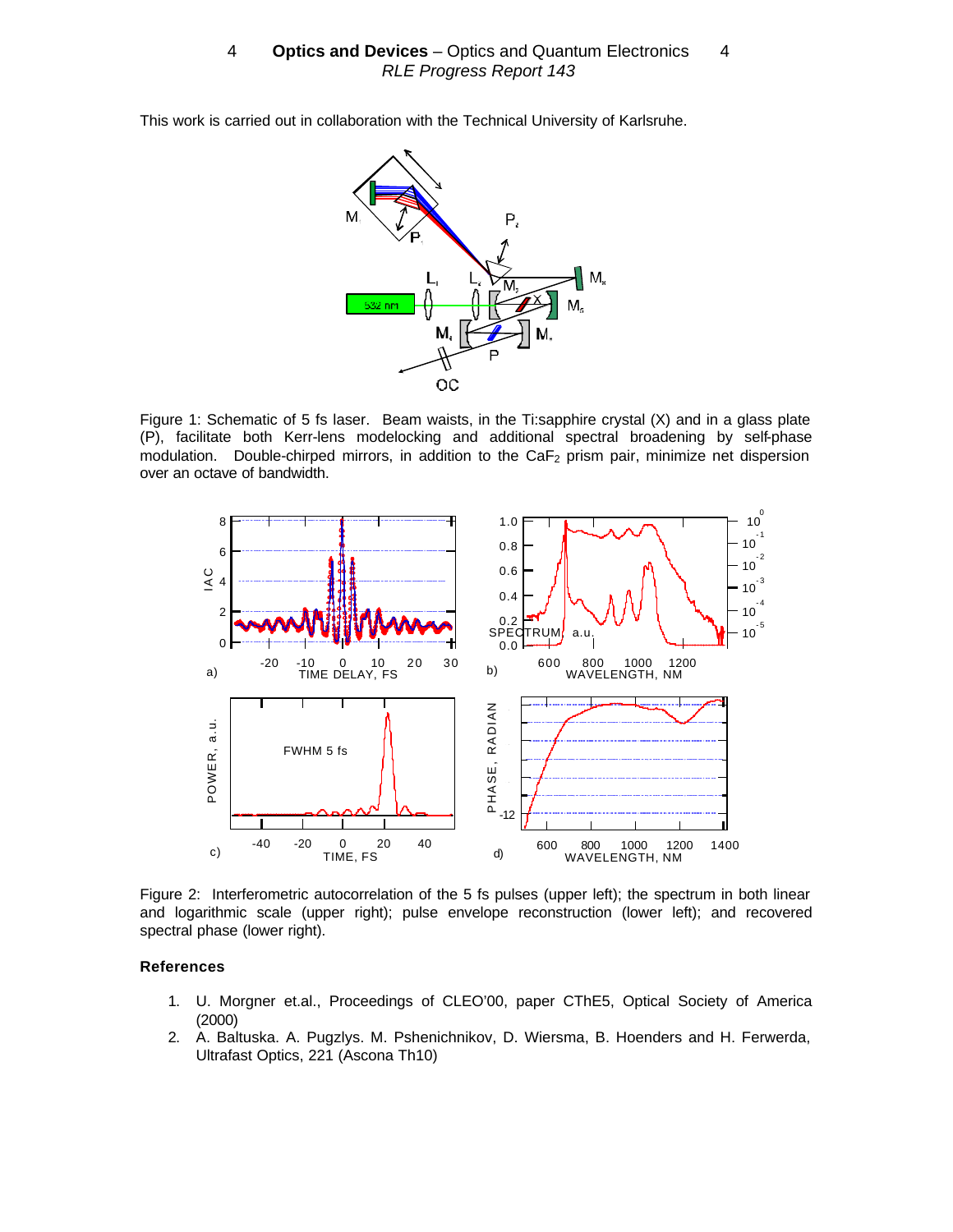This work is carried out in collaboration with the Technical University of Karlsruhe.

Figure 1: Schematic of 5 fs laser. Beam waists, in the Ti:sapphire crystal (X) and in a glass plate (P), facilitate both Kerr-lens modelocking and additional spectral broadening by self-phase modulation. Double-chirped mirrors, in addition to the $CaF_2$ prism pair, minimize net dispersion over an octave of bandwidth.

Figure 2: Interferometric autocorrelation of the 5 fs pulses (upper left); the spectrum in both linear and logarithmic scale (upper right); pulse envelope reconstruction (lower left); and recovered spectral phase (lower right).

### References

1. U. Morgner et.al., Proceedings of CLEO'00, paper CThE5, Optical Society of America (2000)
2. A. Baltuska. A. Pugzlys. M. Pshenichnikov, D. Wiersma, B. Hoenders and H. Ferwerda, Ultrafast Optics, 221 (Ascona Th10)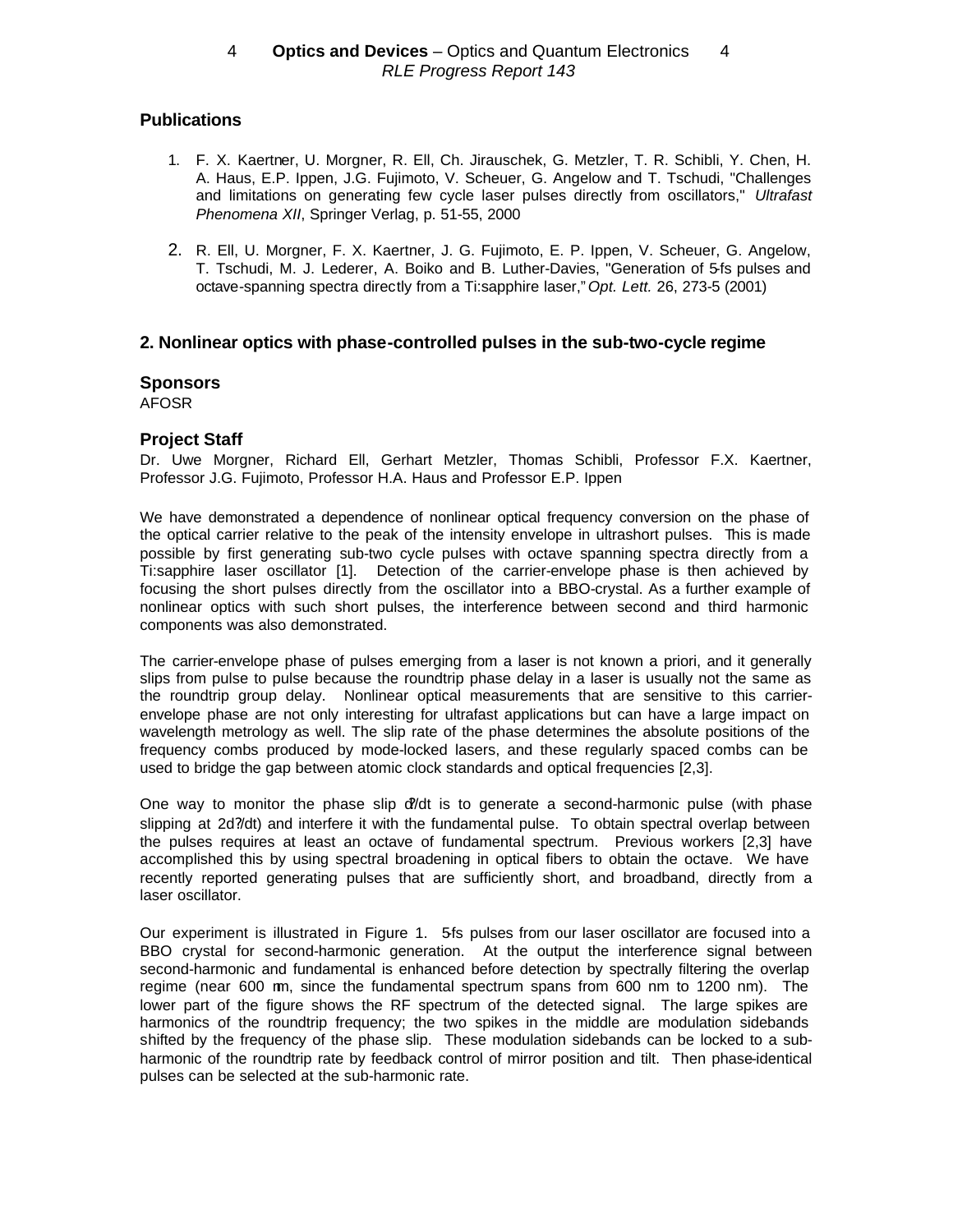## Publications

1. F. X. Kaertner, U. Morgner, R. Ell, Ch. Jirauschek, G. Metzler, T. R. Schibli, Y. Chen, H. A. Haus, E.P. Ippen, J.G. Fujimoto, V. Scheuer, G. Angelow and T. Tschudi, "Challenges and limitations on generating few cycle laser pulses directly from oscillators," *Ultrafast Phenomena XII*, Springer Verlag, p. 51-55, 2000

2. R. Ell, U. Morgner, F. X. Kaertner, J. G. Fujimoto, E. P. Ippen, V. Scheuer, G. Angelow, T. Tschudi, M. J. Lederer, A. Boiko and B. Luther-Davies, "Generation of 5-fs pulses and octave-spanning spectra directly from a Ti:sapphire laser," *Opt. Lett.* 26, 273-5 (2001)

## 2. Nonlinear optics with phase-controlled pulses in the sub-two-cycle regime

### Sponsors

AFOSR

### Project Staff

Dr. Uwe Morgner, Richard Ell, Gerhart Metzler, Thomas Schibli, Professor F.X. Kaertner, Professor J.G. Fujimoto, Professor H.A. Haus and Professor E.P. Ippen

We have demonstrated a dependence of nonlinear optical frequency conversion on the phase of the optical carrier relative to the peak of the intensity envelope in ultrashort pulses. This is made possible by first generating sub-two cycle pulses with octave spanning spectra directly from a Ti:sapphire laser oscillator [1]. Detection of the carrier-envelope phase is then achieved by focusing the short pulses directly from the oscillator into a BBO-crystal. As a further example of nonlinear optics with such short pulses, the interference between second and third harmonic components was also demonstrated.

The carrier-envelope phase of pulses emerging from a laser is not known a priori, and it generally slips from pulse to pulse because the roundtrip phase delay in a laser is usually not the same as the roundtrip group delay. Nonlinear optical measurements that are sensitive to this carrier-envelope phase are not only interesting for ultrafast applications but can have a large impact on wavelength metrology as well. The slip rate of the phase determines the absolute positions of the frequency combs produced by mode-locked lasers, and these regularly spaced combs can be used to bridge the gap between atomic clock standards and optical frequencies [2,3].

One way to monitor the phase slip $d\phi/dt$ is to generate a second-harmonic pulse (with phase slipping at $2d\phi/dt$) and interfere it with the fundamental pulse. To obtain spectral overlap between the pulses requires at least an octave of fundamental spectrum. Previous workers [2,3] have accomplished this by using spectral broadening in optical fibers to obtain the octave. We have recently reported generating pulses that are sufficiently short, and broadband, directly from a laser oscillator.

Our experiment is illustrated in Figure 1. 5-fs pulses from our laser oscillator are focused into a BBO crystal for second-harmonic generation. At the output the interference signal between second-harmonic and fundamental is enhanced before detection by spectrally filtering the overlap regime (near 600 nm, since the fundamental spectrum spans from 600 nm to 1200 nm). The lower part of the figure shows the RF spectrum of the detected signal. The large spikes are harmonics of the roundtrip frequency; the two spikes in the middle are modulation sidebands shifted by the frequency of the phase slip. These modulation sidebands can be locked to a sub-harmonic of the roundtrip rate by feedback control of mirror position and tilt. Then phase-identical pulses can be selected at the sub-harmonic rate.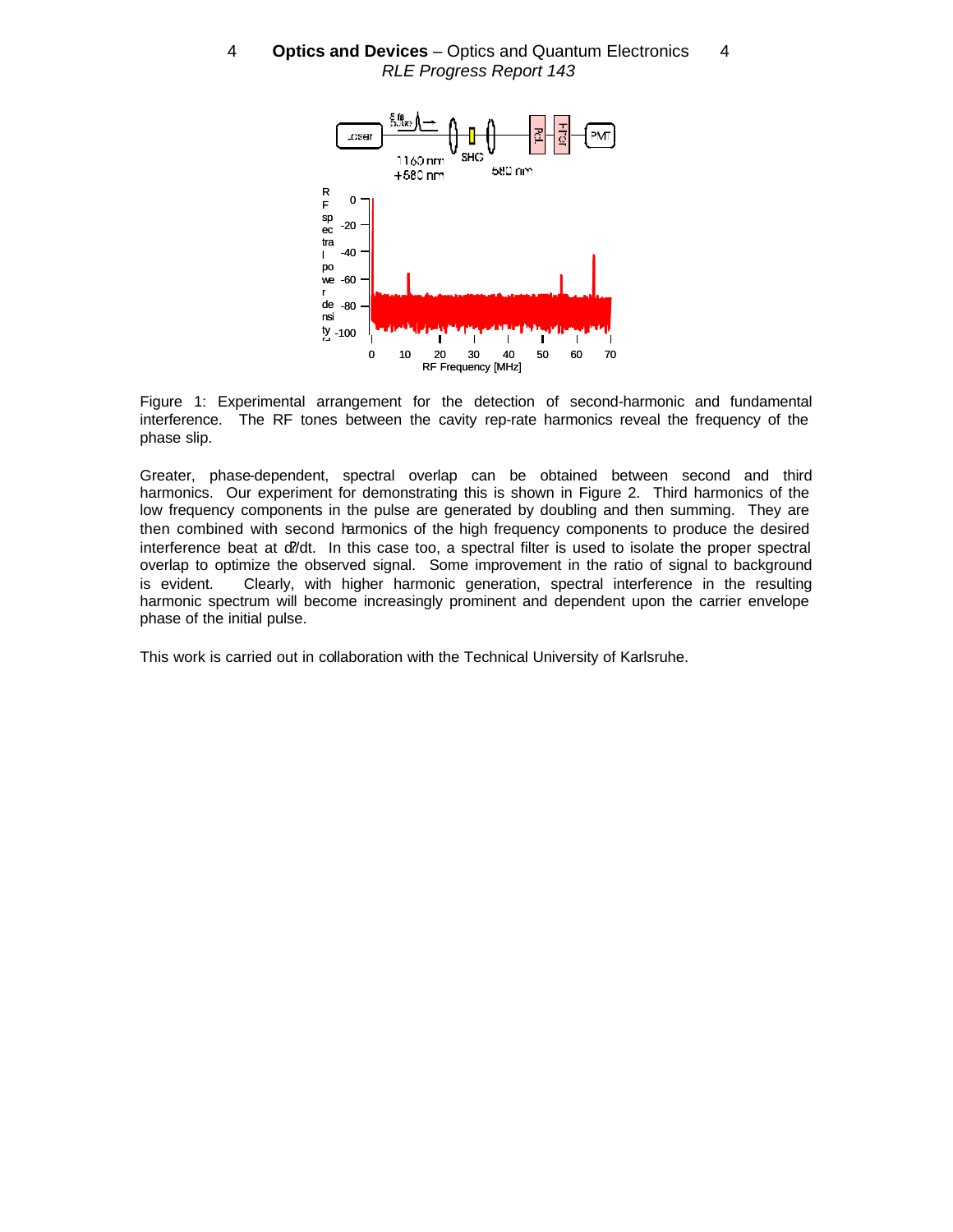Figure 1: Experimental arrangement for the detection of second-harmonic and fundamental interference. The RF tones between the cavity rep-rate harmonics reveal the frequency of the phase slip.

Greater, phase-dependent, spectral overlap can be obtained between second and third harmonics. Our experiment for demonstrating this is shown in Figure 2. Third harmonics of the low frequency components in the pulse are generated by doubling and then summing. They are then combined with second harmonics of the high frequency components to produce the desired interference beat at d?/dt. In this case too, a spectral filter is used to isolate the proper spectral overlap to optimize the observed signal. Some improvement in the ratio of signal to background is evident. Clearly, with higher harmonic generation, spectral interference in the resulting harmonic spectrum will become increasingly prominent and dependent upon the carrier envelope phase of the initial pulse.

This work is carried out in collaboration with the Technical University of Karlsruhe.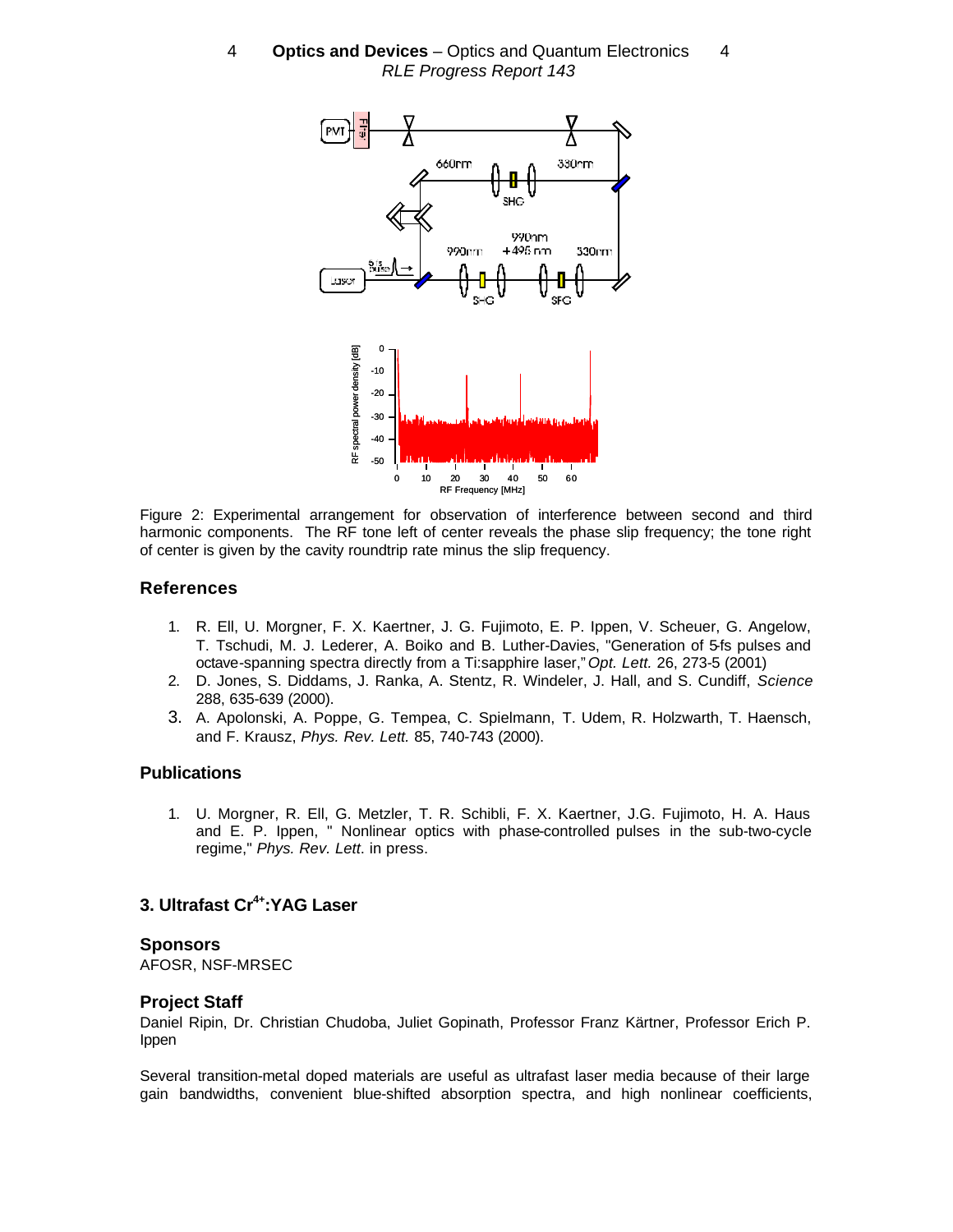Figure 2: Experimental arrangement for observation of interference between second and third harmonic components. The RF tone left of center reveals the phase slip frequency; the tone right of center is given by the cavity roundtrip rate minus the slip frequency.

## References

1. R. Ell, U. Morgner, F. X. Kaertner, J. G. Fujimoto, E. P. Ippen, V. Scheuer, G. Angelow, T. Tschudi, M. J. Lederer, A. Boiko and B. Luther-Davies, "Generation of 5-fs pulses and octave-spanning spectra directly from a Ti:sapphire laser," *Opt. Lett.* 26, 273-5 (2001)
2. D. Jones, S. Diddams, J. Ranka, A. Stentz, R. Windeler, J. Hall, and S. Cundiff, *Science* 288, 635-639 (2000).
3. A. Apolonski, A. Poppe, G. Tempea, C. Spielmann, T. Udem, R. Holzwarth, T. Haensch, and F. Krausz, *Phys. Rev. Lett.* 85, 740-743 (2000).

## Publications

1. U. Morgner, R. Ell, G. Metzler, T. R. Schibli, F. X. Kaertner, J.G. Fujimoto, H. A. Haus and E. P. Ippen, " Nonlinear optics with phase-controlled pulses in the sub-two-cycle regime," *Phys. Rev. Lett*. in press.

## 3. Ultrafast $Cr^{4+}$:YAG Laser

### Sponsors

AFOSR, NSF-MRSEC

### Project Staff

Daniel Ripin, Dr. Christian Chudoba, Juliet Gopinath, Professor Franz Kärtner, Professor Erich P. Ippen

Several transition-metal doped materials are useful as ultrafast laser media because of their large gain bandwidths, convenient blue-shifted absorption spectra, and high nonlinear coefficients,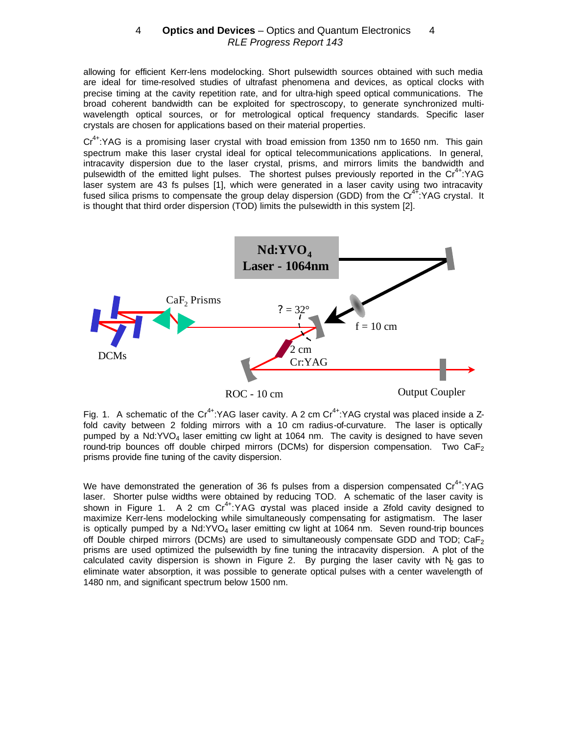allowing for efficient Kerr-lens modelocking. Short pulsewidth sources obtained with such media are ideal for time-resolved studies of ultrafast phenomena and devices, as optical clocks with precise timing at the cavity repetition rate, and for ultra-high speed optical communications. The broad coherent bandwidth can be exploited for spectroscopy, to generate synchronized multi-wavelength optical sources, or for metrological optical frequency standards. Specific laser crystals are chosen for applications based on their material properties.

$Cr^{4+}$:YAG is a promising laser crystal with broad emission from 1350 nm to 1650 nm. This gain spectrum make this laser crystal ideal for optical telecommunications applications. In general, intracavity dispersion due to the laser crystal, prisms, and mirrors limits the bandwidth and pulsewidth of the emitted light pulses. The shortest pulses previously reported in the $Cr^{4+}$:YAG laser system are 43 fs pulses [1], which were generated in a laser cavity using two intracavity fused silica prisms to compensate the group delay dispersion (GDD) from the $Cr^{4+}$:YAG crystal. It is thought that third order dispersion (TOD) limits the pulsewidth in this system [2].

Fig. 1. A schematic of the $Cr^{4+}$:YAG laser cavity. A 2 cm $Cr^{4+}$:YAG crystal was placed inside a Z-fold cavity between 2 folding mirrors with a 10 cm radius-of-curvature. The laser is optically pumped by a $Nd:YVO_4$ laser emitting cw light at 1064 nm. The cavity is designed to have seven round-trip bounces off double chirped mirrors (DCMs) for dispersion compensation. Two $CaF_2$ prisms provide fine tuning of the cavity dispersion.

We have demonstrated the generation of 36 fs pulses from a dispersion compensated $Cr^{4+}$:YAG laser. Shorter pulse widths were obtained by reducing TOD. A schematic of the laser cavity is shown in Figure 1. A 2 cm $Cr^{4+}$:YAG crystal was placed inside a Z-fold cavity designed to maximize Kerr-lens modelocking while simultaneously compensating for astigmatism. The laser is optically pumped by a $Nd:YVO_4$ laser emitting cw light at 1064 nm. Seven round-trip bounces off Double chirped mirrors (DCMs) are used to simultaneously compensate GDD and TOD; $CaF_2$ prisms are used optimized the pulsewidth by fine tuning the intracavity dispersion. A plot of the calculated cavity dispersion is shown in Figure 2. By purging the laser cavity with $N_2$ gas to eliminate water absorption, it was possible to generate optical pulses with a center wavelength of 1480 nm, and significant spectrum below 1500 nm.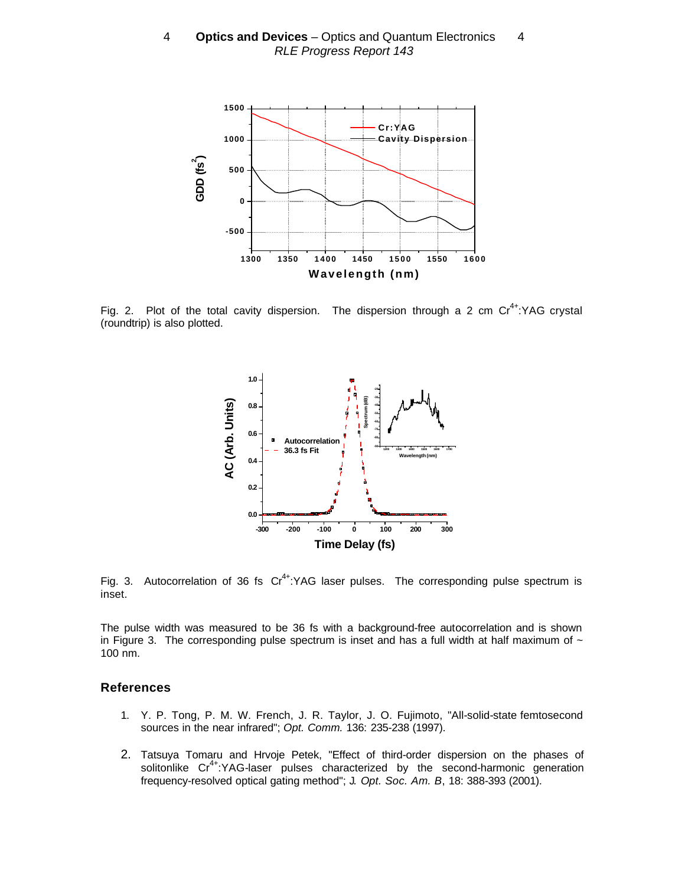Fig. 2. Plot of the total cavity dispersion. The dispersion through a 2 cm $Cr^{4+}$:YAG crystal (roundtrip) is also plotted.

Fig. 3. Autocorrelation of 36 fs $Cr^{4+}$:YAG laser pulses. The corresponding pulse spectrum is inset.

The pulse width was measured to be 36 fs with a background-free autocorrelation and is shown in Figure 3. The corresponding pulse spectrum is inset and has a full width at half maximum of ~ 100 nm.

## References

1. Y. P. Tong, P. M. W. French, J. R. Taylor, J. O. Fujimoto, "All-solid-state femtosecond sources in the near infrared"; *Opt. Comm.* 136: 235-238 (1997).

2. Tatsuya Tomaru and Hrvoje Petek, "Effect of third-order dispersion on the phases of solitonlike $Cr^{4+}$:YAG-laser pulses characterized by the second-harmonic generation frequency-resolved optical gating method"; *J. Opt. Soc. Am. B*, 18: 388-393 (2001).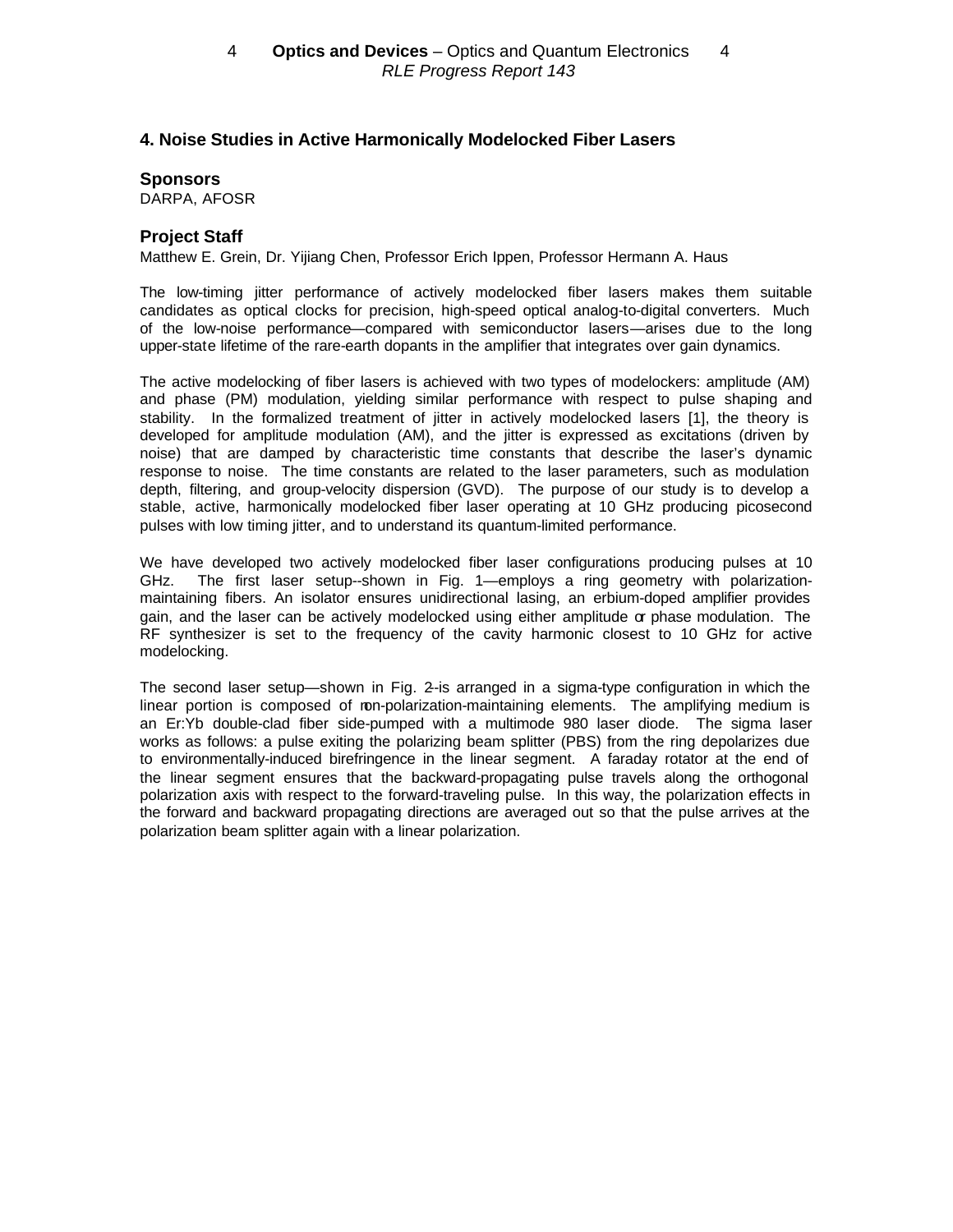## 4. Noise Studies in Active Harmonically Modelocked Fiber Lasers

### Sponsors

DARPA, AFOSR

### Project Staff

Matthew E. Grein, Dr. Yijiang Chen, Professor Erich Ippen, Professor Hermann A. Haus

The low-timing jitter performance of actively modelocked fiber lasers makes them suitable candidates as optical clocks for precision, high-speed optical analog-to-digital converters. Much of the low-noise performance—compared with semiconductor lasers—arises due to the long upper-state lifetime of the rare-earth dopants in the amplifier that integrates over gain dynamics.

The active modelocking of fiber lasers is achieved with two types of modelockers: amplitude (AM) and phase (PM) modulation, yielding similar performance with respect to pulse shaping and stability. In the formalized treatment of jitter in actively modelocked lasers [1], the theory is developed for amplitude modulation (AM), and the jitter is expressed as excitations (driven by noise) that are damped by characteristic time constants that describe the laser's dynamic response to noise. The time constants are related to the laser parameters, such as modulation depth, filtering, and group-velocity dispersion (GVD). The purpose of our study is to develop a stable, active, harmonically modelocked fiber laser operating at 10 GHz producing picosecond pulses with low timing jitter, and to understand its quantum-limited performance.

We have developed two actively modelocked fiber laser configurations producing pulses at 10 GHz. The first laser setup--shown in Fig. 1—employs a ring geometry with polarization-maintaining fibers. An isolator ensures unidirectional lasing, an erbium-doped amplifier provides gain, and the laser can be actively modelocked using either amplitude or phase modulation. The RF synthesizer is set to the frequency of the cavity harmonic closest to 10 GHz for active modelocking.

The second laser setup—shown in Fig. 2--is arranged in a sigma-type configuration in which the linear portion is composed of non-polarization-maintaining elements. The amplifying medium is an Er:Yb double-clad fiber side-pumped with a multimode 980 laser diode. The sigma laser works as follows: a pulse exiting the polarizing beam splitter (PBS) from the ring depolarizes due to environmentally-induced birefringence in the linear segment. A faraday rotator at the end of the linear segment ensures that the backward-propagating pulse travels along the orthogonal polarization axis with respect to the forward-traveling pulse. In this way, the polarization effects in the forward and backward propagating directions are averaged out so that the pulse arrives at the polarization beam splitter again with a linear polarization.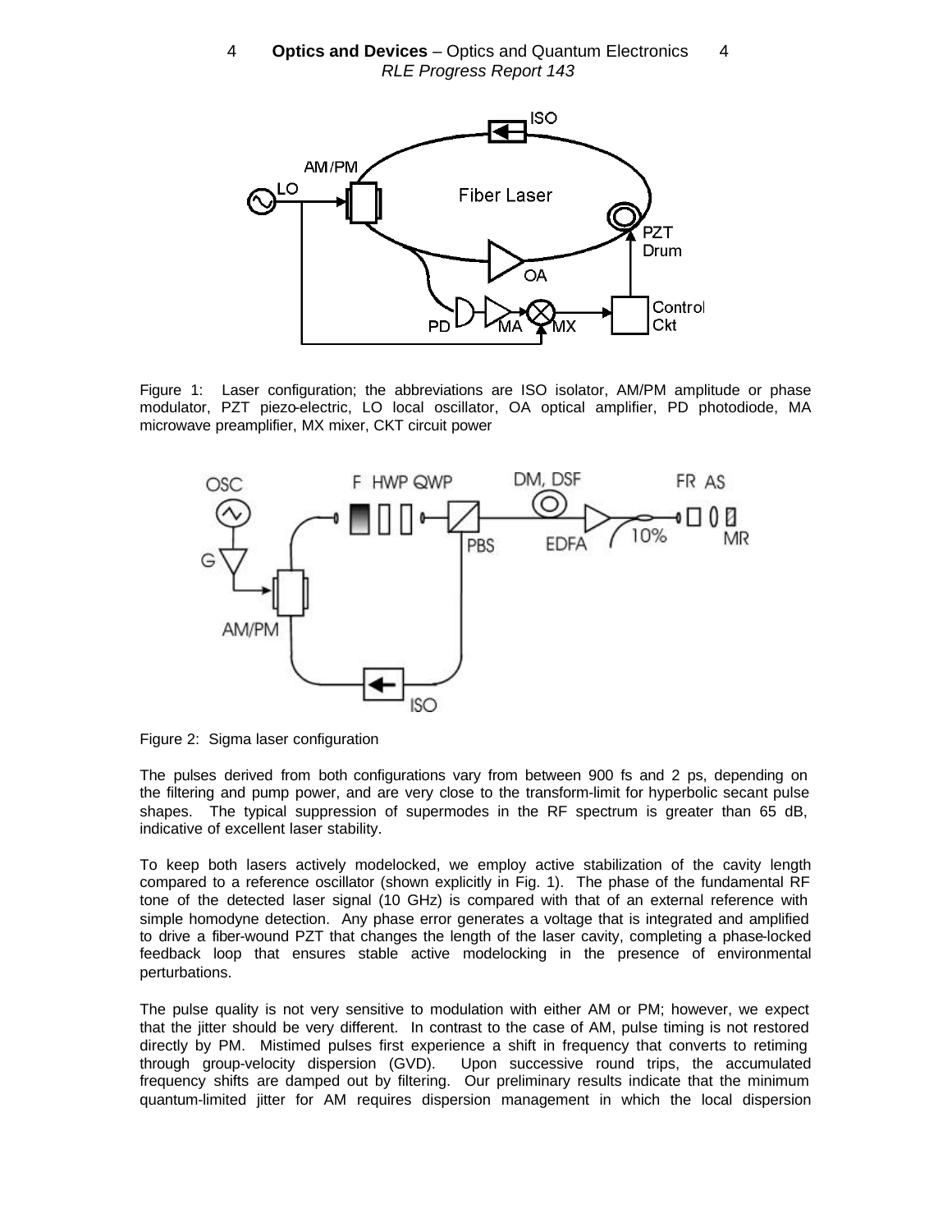Figure 1: Laser configuration; the abbreviations are ISO isolator, AM/PM amplitude or phase modulator, PZT piezo-electric, LO local oscillator, OA optical amplifier, PD photodiode, MA microwave preamplifier, MX mixer, CKT circuit power

Figure 2: Sigma laser configuration

The pulses derived from both configurations vary from between 900 fs and 2 ps, depending on the filtering and pump power, and are very close to the transform-limit for hyperbolic secant pulse shapes. The typical suppression of supermodes in the RF spectrum is greater than 65 dB, indicative of excellent laser stability.

To keep both lasers actively modelocked, we employ active stabilization of the cavity length compared to a reference oscillator (shown explicitly in Fig. 1). The phase of the fundamental RF tone of the detected laser signal (10 GHz) is compared with that of an external reference with simple homodyne detection. Any phase error generates a voltage that is integrated and amplified to drive a fiber-wound PZT that changes the length of the laser cavity, completing a phase-locked feedback loop that ensures stable active modelocking in the presence of environmental perturbations.

The pulse quality is not very sensitive to modulation with either AM or PM; however, we expect that the jitter should be very different. In contrast to the case of AM, pulse timing is not restored directly by PM. Mistimed pulses first experience a shift in frequency that converts to retiming through group-velocity dispersion (GVD). Upon successive round trips, the accumulated frequency shifts are damped out by filtering. Our preliminary results indicate that the minimum quantum-limited jitter for AM requires dispersion management in which the local dispersion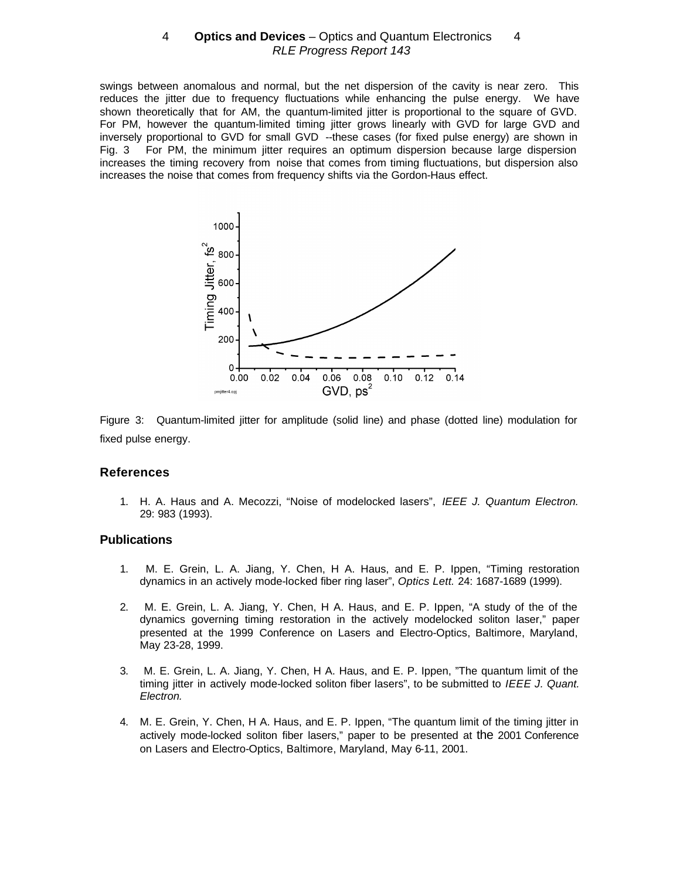swings between anomalous and normal, but the net dispersion of the cavity is near zero. This reduces the jitter due to frequency fluctuations while enhancing the pulse energy. We have shown theoretically that for AM, the quantum-limited jitter is proportional to the square of GVD. For PM, however the quantum-limited timing jitter grows linearly with GVD for large GVD and inversely proportional to GVD for small GVD --these cases (for fixed pulse energy) are shown in Fig. 3 For PM, the minimum jitter requires an optimum dispersion because large dispersion increases the timing recovery from noise that comes from timing fluctuations, but dispersion also increases the noise that comes from frequency shifts via the Gordon-Haus effect.

Figure 3: Quantum-limited jitter for amplitude (solid line) and phase (dotted line) modulation for fixed pulse energy.

## References

1. H. A. Haus and A. Mecozzi, "Noise of modelocked lasers", *IEEE J. Quantum Electron.* 29: 983 (1993).

## Publications

1. M. E. Grein, L. A. Jiang, Y. Chen, H A. Haus, and E. P. Ippen, "Timing restoration dynamics in an actively mode-locked fiber ring laser", *Optics Lett.* 24: 1687-1689 (1999).

2. M. E. Grein, L. A. Jiang, Y. Chen, H A. Haus, and E. P. Ippen, "A study of the of the dynamics governing timing restoration in the actively modelocked soliton laser," paper presented at the 1999 Conference on Lasers and Electro-Optics, Baltimore, Maryland, May 23-28, 1999.

3. M. E. Grein, L. A. Jiang, Y. Chen, H A. Haus, and E. P. Ippen, "The quantum limit of the timing jitter in actively mode-locked soliton fiber lasers", to be submitted to *IEEE J. Quant. Electron.*

4. M. E. Grein, Y. Chen, H A. Haus, and E. P. Ippen, "The quantum limit of the timing jitter in actively mode-locked soliton fiber lasers," paper to be presented at the 2001 Conference on Lasers and Electro-Optics, Baltimore, Maryland, May 6-11, 2001.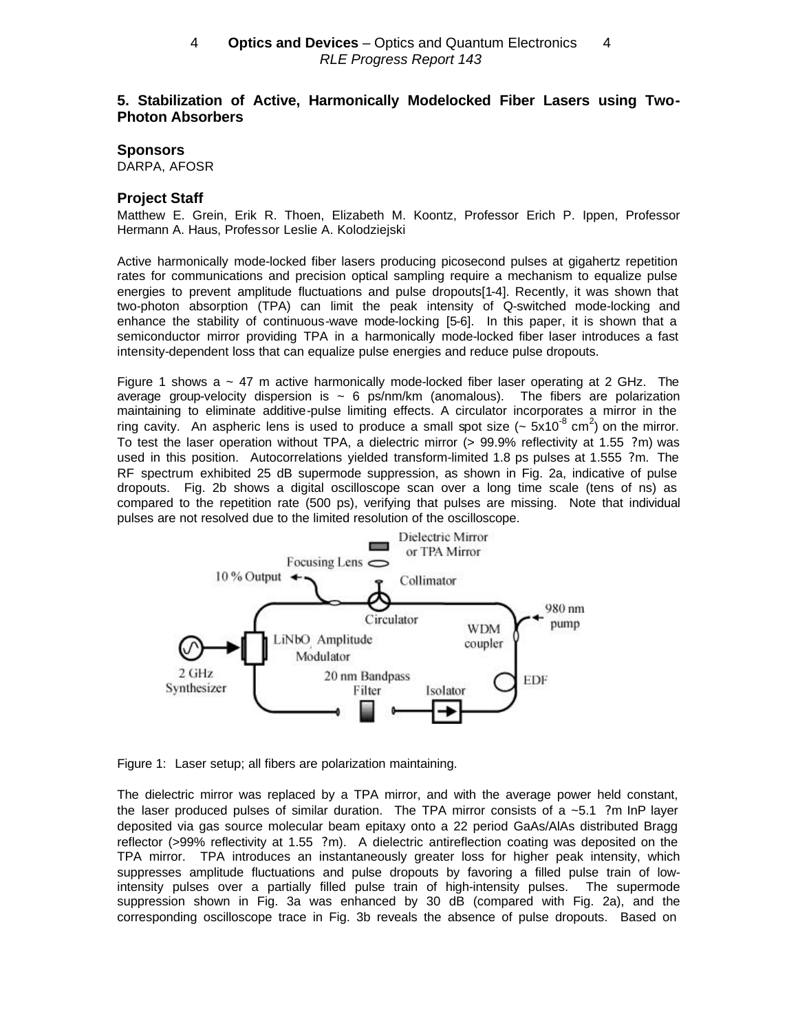## 5. Stabilization of Active, Harmonically Modelocked Fiber Lasers using Two-Photon Absorbers

### Sponsors

DARPA, AFOSR

### Project Staff

Matthew E. Grein, Erik R. Thoen, Elizabeth M. Koontz, Professor Erich P. Ippen, Professor Hermann A. Haus, Professor Leslie A. Kolodziejski

Active harmonically mode-locked fiber lasers producing picosecond pulses at gigahertz repetition rates for communications and precision optical sampling require a mechanism to equalize pulse energies to prevent amplitude fluctuations and pulse dropouts[1-4]. Recently, it was shown that two-photon absorption (TPA) can limit the peak intensity of Q-switched mode-locking and enhance the stability of continuous-wave mode-locking [5-6]. In this paper, it is shown that a semiconductor mirror providing TPA in a harmonically mode-locked fiber laser introduces a fast intensity-dependent loss that can equalize pulse energies and reduce pulse dropouts.

Figure 1 shows a ~ 47 m active harmonically mode-locked fiber laser operating at 2 GHz. The average group-velocity dispersion is ~ 6 ps/nm/km (anomalous). The fibers are polarization maintaining to eliminate additive-pulse limiting effects. A circulator incorporates a mirror in the ring cavity. An aspheric lens is used to produce a small spot size (~ $5 \times 10^{-8}$ cm$^2$) on the mirror. To test the laser operation without TPA, a dielectric mirror (> 99.9% reflectivity at 1.55 ?m) was used in this position. Autocorrelations yielded transform-limited 1.8 ps pulses at 1.555 ?m. The RF spectrum exhibited 25 dB supermode suppression, as shown in Fig. 2a, indicative of pulse dropouts. Fig. 2b shows a digital oscilloscope scan over a long time scale (tens of ns) as compared to the repetition rate (500 ps), verifying that pulses are missing. Note that individual pulses are not resolved due to the limited resolution of the oscilloscope.

Figure 1: Laser setup; all fibers are polarization maintaining.

The dielectric mirror was replaced by a TPA mirror, and with the average power held constant, the laser produced pulses of similar duration. The TPA mirror consists of a ~5.1 ?m InP layer deposited via gas source molecular beam epitaxy onto a 22 period GaAs/AlAs distributed Bragg reflector (>99% reflectivity at 1.55 ?m). A dielectric antireflection coating was deposited on the TPA mirror. TPA introduces an instantaneously greater loss for higher peak intensity, which suppresses amplitude fluctuations and pulse dropouts by favoring a filled pulse train of low-intensity pulses over a partially filled pulse train of high-intensity pulses. The supermode suppression shown in Fig. 3a was enhanced by 30 dB (compared with Fig. 2a), and the corresponding oscilloscope trace in Fig. 3b reveals the absence of pulse dropouts. Based on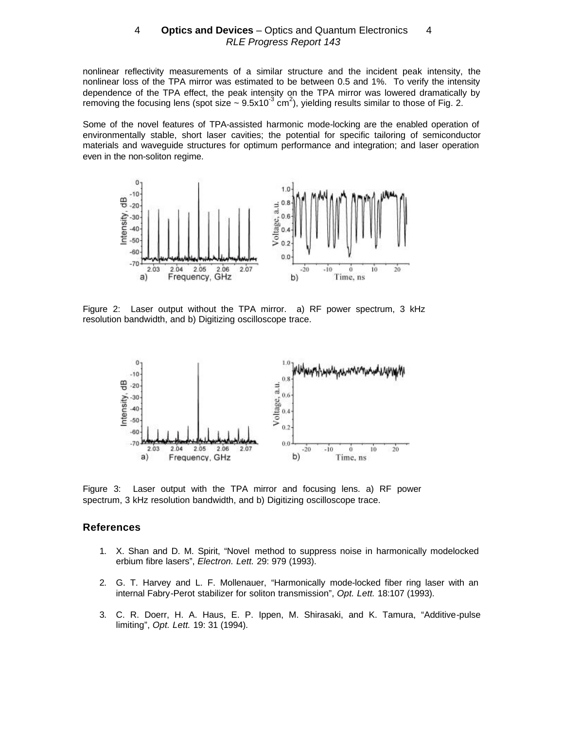nonlinear reflectivity measurements of a similar structure and the incident peak intensity, the nonlinear loss of the TPA mirror was estimated to be between 0.5 and 1%. To verify the intensity dependence of the TPA effect, the peak intensity on the TPA mirror was lowered dramatically by removing the focusing lens (spot size ~ $9.5 \times 10^{-3}$ $cm^2$), yielding results similar to those of Fig. 2.

Some of the novel features of TPA-assisted harmonic mode-locking are the enabled operation of environmentally stable, short laser cavities; the potential for specific tailoring of semiconductor materials and waveguide structures for optimum performance and integration; and laser operation even in the non-soliton regime.

Figure 2: Laser output without the TPA mirror. a) RF power spectrum, 3 kHz resolution bandwidth, and b) Digitizing oscilloscope trace.

Figure 3: Laser output with the TPA mirror and focusing lens. a) RF power spectrum, 3 kHz resolution bandwidth, and b) Digitizing oscilloscope trace.

## References

1. X. Shan and D. M. Spirit, "Novel method to suppress noise in harmonically modelocked erbium fibre lasers", *Electron. Lett.* 29: 979 (1993).

2. G. T. Harvey and L. F. Mollenauer, "Harmonically mode-locked fiber ring laser with an internal Fabry-Perot stabilizer for soliton transmission", *Opt. Lett.* 18:107 (1993).

3. C. R. Doerr, H. A. Haus, E. P. Ippen, M. Shirasaki, and K. Tamura, "Additive-pulse limiting", *Opt. Lett.* 19: 31 (1994).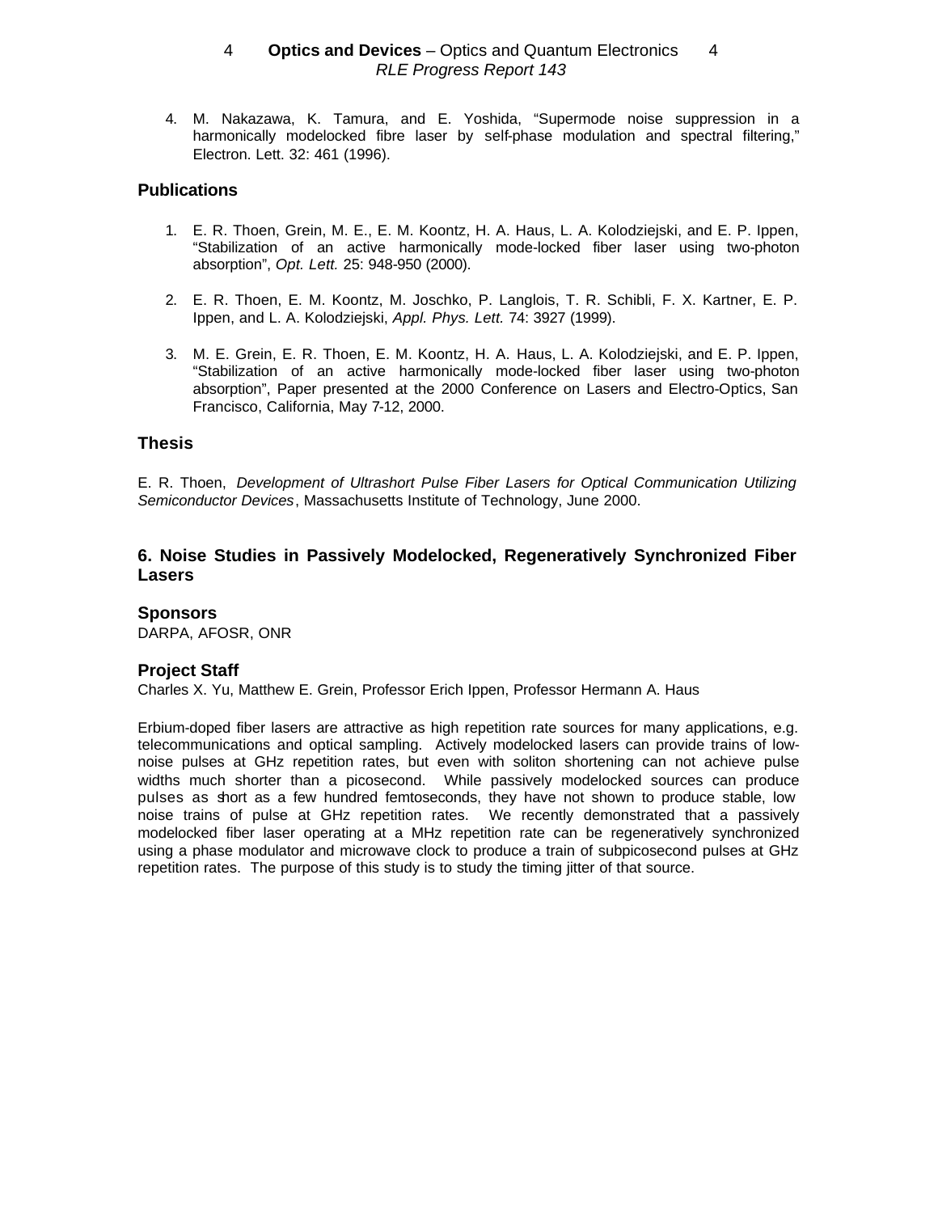4. M. Nakazawa, K. Tamura, and E. Yoshida, "Supermode noise suppression in a harmonically modelocked fibre laser by self-phase modulation and spectral filtering," Electron. Lett. 32: 461 (1996).

### Publications

1. E. R. Thoen, Grein, M. E., E. M. Koontz, H. A. Haus, L. A. Kolodziejski, and E. P. Ippen, "Stabilization of an active harmonically mode-locked fiber laser using two-photon absorption", *Opt. Lett.* 25: 948-950 (2000).

2. E. R. Thoen, E. M. Koontz, M. Joschko, P. Langlois, T. R. Schibli, F. X. Kartner, E. P. Ippen, and L. A. Kolodziejski, *Appl. Phys. Lett.* 74: 3927 (1999).

3. M. E. Grein, E. R. Thoen, E. M. Koontz, H. A. Haus, L. A. Kolodziejski, and E. P. Ippen, "Stabilization of an active harmonically mode-locked fiber laser using two-photon absorption", Paper presented at the 2000 Conference on Lasers and Electro-Optics, San Francisco, California, May 7-12, 2000.

### Thesis

E. R. Thoen, *Development of Ultrashort Pulse Fiber Lasers for Optical Communication Utilizing Semiconductor Devices*, Massachusetts Institute of Technology, June 2000.

## 6. Noise Studies in Passively Modelocked, Regeneratively Synchronized Fiber Lasers

### Sponsors

DARPA, AFOSR, ONR

### Project Staff

Charles X. Yu, Matthew E. Grein, Professor Erich Ippen, Professor Hermann A. Haus

Erbium-doped fiber lasers are attractive as high repetition rate sources for many applications, e.g. telecommunications and optical sampling. Actively modelocked lasers can provide trains of low-noise pulses at GHz repetition rates, but even with soliton shortening can not achieve pulse widths much shorter than a picosecond. While passively modelocked sources can produce pulses as short as a few hundred femtoseconds, they have not shown to produce stable, low noise trains of pulse at GHz repetition rates. We recently demonstrated that a passively modelocked fiber laser operating at a MHz repetition rate can be regeneratively synchronized using a phase modulator and microwave clock to produce a train of subpicosecond pulses at GHz repetition rates. The purpose of this study is to study the timing jitter of that source.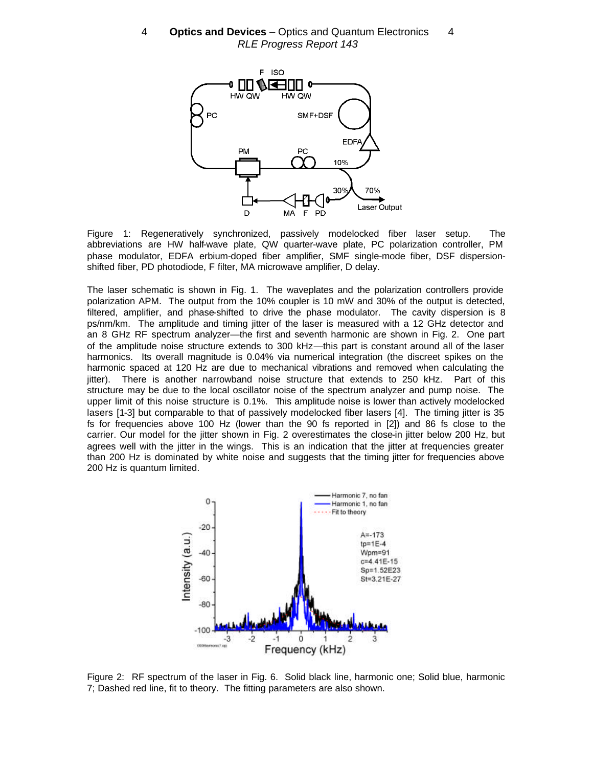Figure 1: Regeneratively synchronized, passively modelocked fiber laser setup. The abbreviations are HW half-wave plate, QW quarter-wave plate, PC polarization controller, PM phase modulator, EDFA erbium-doped fiber amplifier, SMF single-mode fiber, DSF dispersion-shifted fiber, PD photodiode, F filter, MA microwave amplifier, D delay.

The laser schematic is shown in Fig. 1. The waveplates and the polarization controllers provide polarization APM. The output from the 10% coupler is 10 mW and 30% of the output is detected, filtered, amplifier, and phase-shifted to drive the phase modulator. The cavity dispersion is 8 ps/nm/km. The amplitude and timing jitter of the laser is measured with a 12 GHz detector and an 8 GHz RF spectrum analyzer—the first and seventh harmonic are shown in Fig. 2. One part of the amplitude noise structure extends to 300 kHz—this part is constant around all of the laser harmonics. Its overall magnitude is 0.04% via numerical integration (the discreet spikes on the harmonic spaced at 120 Hz are due to mechanical vibrations and removed when calculating the jitter). There is another narrowband noise structure that extends to 250 kHz. Part of this structure may be due to the local oscillator noise of the spectrum analyzer and pump noise. The upper limit of this noise structure is 0.1%. This amplitude noise is lower than actively modelocked lasers [1-3] but comparable to that of passively modelocked fiber lasers [4]. The timing jitter is 35 fs for frequencies above 100 Hz (lower than the 90 fs reported in [2]) and 86 fs close to the carrier. Our model for the jitter shown in Fig. 2 overestimates the close-in jitter below 200 Hz, but agrees well with the jitter in the wings. This is an indication that the jitter at frequencies greater than 200 Hz is dominated by white noise and suggests that the timing jitter for frequencies above 200 Hz is quantum limited.

Figure 2: RF spectrum of the laser in Fig. 6. Solid black line, harmonic one; Solid blue, harmonic 7; Dashed red line, fit to theory. The fitting parameters are also shown.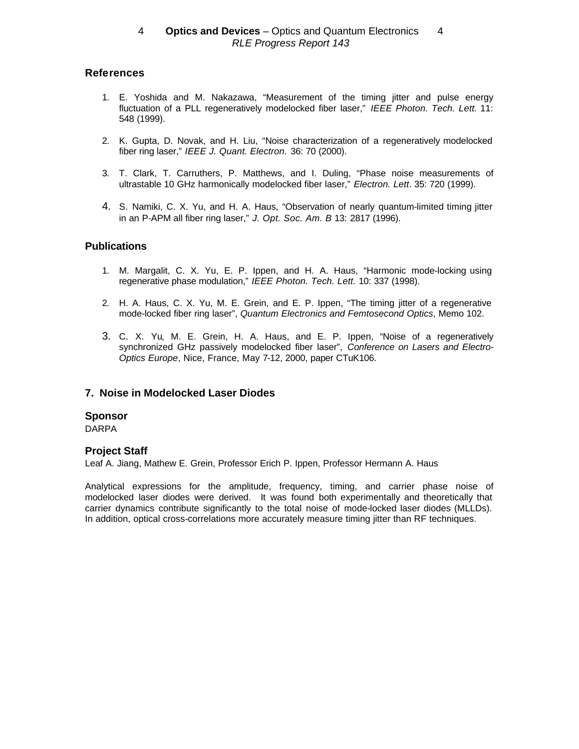## References

1. E. Yoshida and M. Nakazawa, "Measurement of the timing jitter and pulse energy fluctuation of a PLL regeneratively modelocked fiber laser," *IEEE Photon. Tech. Lett.* 11: 548 (1999).

2. K. Gupta, D. Novak, and H. Liu, "Noise characterization of a regeneratively modelocked fiber ring laser," *IEEE J. Quant. Electron.* 36: 70 (2000).

3. T. Clark, T. Carruthers, P. Matthews, and I. Duling, "Phase noise measurements of ultrastable 10 GHz harmonically modelocked fiber laser," *Electron. Lett*. 35: 720 (1999).

4. S. Namiki, C. X. Yu, and H. A. Haus, "Observation of nearly quantum-limited timing jitter in an P-APM all fiber ring laser," *J. Opt. Soc. Am. B* 13: 2817 (1996).

## Publications

1. M. Margalit, C. X. Yu, E. P. Ippen, and H. A. Haus, "Harmonic mode-locking using regenerative phase modulation," *IEEE Photon. Tech. Lett.* 10: 337 (1998).

2. H. A. Haus, C. X. Yu, M. E. Grein, and E. P. Ippen, "The timing jitter of a regenerative mode-locked fiber ring laser", *Quantum Electronics and Femtosecond Optics*, Memo 102.

3. C. X. Yu, M. E. Grein, H. A. Haus, and E. P. Ippen, "Noise of a regeneratively synchronized GHz passively modelocked fiber laser", *Conference on Lasers and Electro-Optics Europe*, Nice, France, May 7-12, 2000, paper CTuK106.

## 7. Noise in Modelocked Laser Diodes

### Sponsor

DARPA

### Project Staff

Leaf A. Jiang, Mathew E. Grein, Professor Erich P. Ippen, Professor Hermann A. Haus

Analytical expressions for the amplitude, frequency, timing, and carrier phase noise of modelocked laser diodes were derived. It was found both experimentally and theoretically that carrier dynamics contribute significantly to the total noise of mode-locked laser diodes (MLLDs). In addition, optical cross-correlations more accurately measure timing jitter than RF techniques.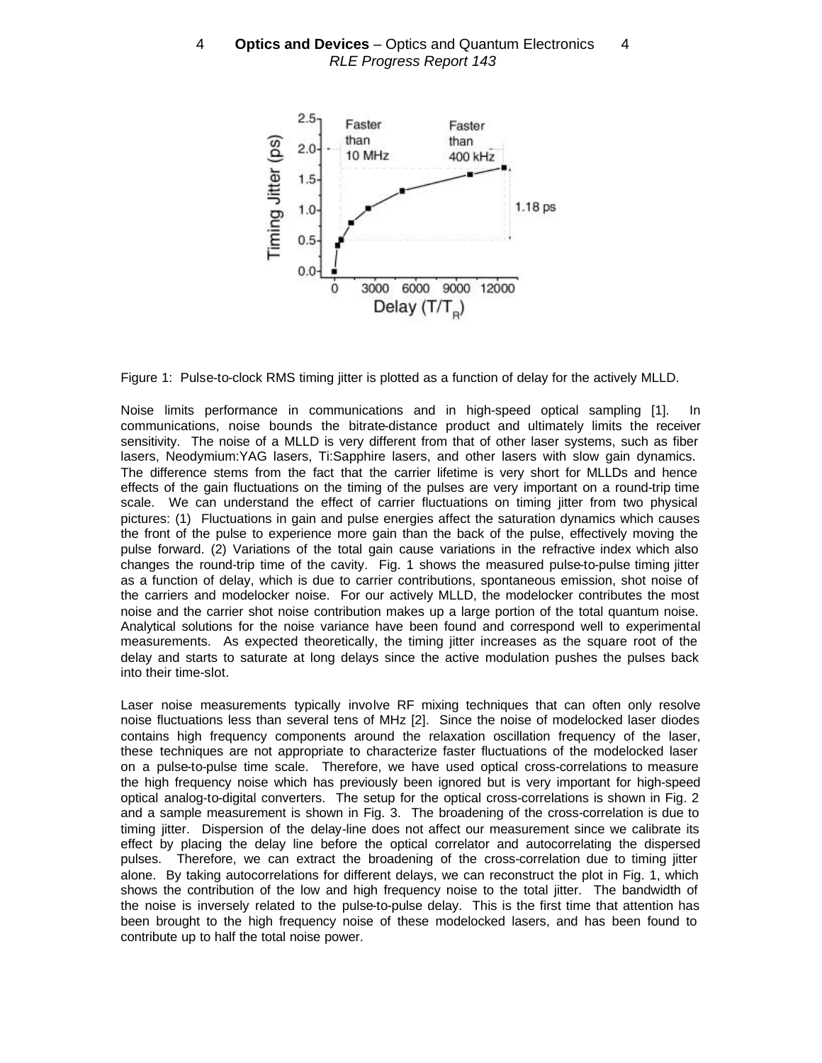Figure 1: Pulse-to-clock RMS timing jitter is plotted as a function of delay for the actively MLLD.

Noise limits performance in communications and in high-speed optical sampling [1]. In communications, noise bounds the bitrate-distance product and ultimately limits the receiver sensitivity. The noise of a MLLD is very different from that of other laser systems, such as fiber lasers, Neodymium:YAG lasers, Ti:Sapphire lasers, and other lasers with slow gain dynamics. The difference stems from the fact that the carrier lifetime is very short for MLLDs and hence effects of the gain fluctuations on the timing of the pulses are very important on a round-trip time scale. We can understand the effect of carrier fluctuations on timing jitter from two physical pictures: (1) Fluctuations in gain and pulse energies affect the saturation dynamics which causes the front of the pulse to experience more gain than the back of the pulse, effectively moving the pulse forward. (2) Variations of the total gain cause variations in the refractive index which also changes the round-trip time of the cavity. Fig. 1 shows the measured pulse-to-pulse timing jitter as a function of delay, which is due to carrier contributions, spontaneous emission, shot noise of the carriers and modelocker noise. For our actively MLLD, the modelocker contributes the most noise and the carrier shot noise contribution makes up a large portion of the total quantum noise. Analytical solutions for the noise variance have been found and correspond well to experimental measurements. As expected theoretically, the timing jitter increases as the square root of the delay and starts to saturate at long delays since the active modulation pushes the pulses back into their time-slot.

Laser noise measurements typically involve RF mixing techniques that can often only resolve noise fluctuations less than several tens of MHz [2]. Since the noise of modelocked laser diodes contains high frequency components around the relaxation oscillation frequency of the laser, these techniques are not appropriate to characterize faster fluctuations of the modelocked laser on a pulse-to-pulse time scale. Therefore, we have used optical cross-correlations to measure the high frequency noise which has previously been ignored but is very important for high-speed optical analog-to-digital converters. The setup for the optical cross-correlations is shown in Fig. 2 and a sample measurement is shown in Fig. 3. The broadening of the cross-correlation is due to timing jitter. Dispersion of the delay-line does not affect our measurement since we calibrate its effect by placing the delay line before the optical correlator and autocorrelating the dispersed pulses. Therefore, we can extract the broadening of the cross-correlation due to timing jitter alone. By taking autocorrelations for different delays, we can reconstruct the plot in Fig. 1, which shows the contribution of the low and high frequency noise to the total jitter. The bandwidth of the noise is inversely related to the pulse-to-pulse delay. This is the first time that attention has been brought to the high frequency noise of these modelocked lasers, and has been found to contribute up to half the total noise power.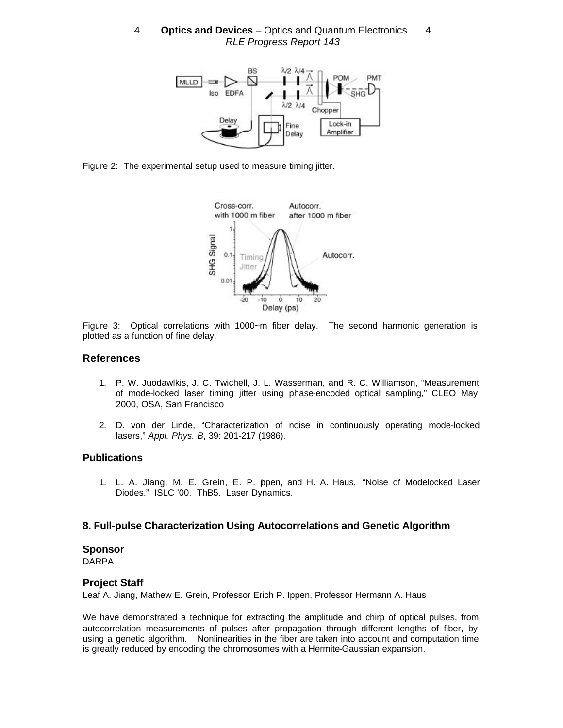Figure 2: The experimental setup used to measure timing jitter.

Figure 3: Optical correlations with 1000~m fiber delay. The second harmonic generation is plotted as a function of fine delay.

### References

1. P. W. Juodawlkis, J. C. Twichell, J. L. Wasserman, and R. C. Williamson, "Measurement of mode-locked laser timing jitter using phase-encoded optical sampling," CLEO May 2000, OSA, San Francisco

2. D. von der Linde, "Characterization of noise in continuously operating mode-locked lasers," *Appl. Phys. B*, 39: 201-217 (1986).

### Publications

1. L. A. Jiang, M. E. Grein, E. P. Ippen, and H. A. Haus, "Noise of Modelocked Laser Diodes." ISLC '00. ThB5. Laser Dynamics.

## 8. Full-pulse Characterization Using Autocorrelations and Genetic Algorithm

### Sponsor

DARPA

### Project Staff

Leaf A. Jiang, Mathew E. Grein, Professor Erich P. Ippen, Professor Hermann A. Haus

We have demonstrated a technique for extracting the amplitude and chirp of optical pulses, from autocorrelation measurements of pulses after propagation through different lengths of fiber, by using a genetic algorithm. Nonlinearities in the fiber are taken into account and computation time is greatly reduced by encoding the chromosomes with a Hermite-Gaussian expansion.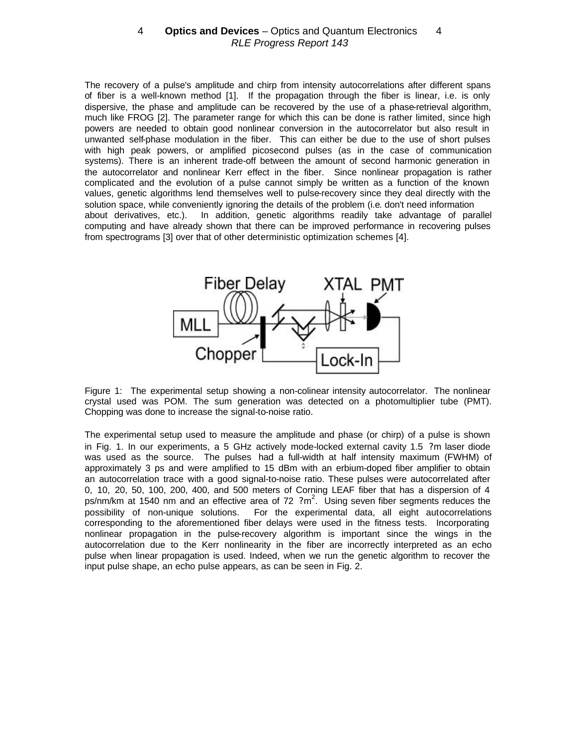The recovery of a pulse's amplitude and chirp from intensity autocorrelations after different spans of fiber is a well-known method [1]. If the propagation through the fiber is linear, i.e. is only dispersive, the phase and amplitude can be recovered by the use of a phase-retrieval algorithm, much like FROG [2]. The parameter range for which this can be done is rather limited, since high powers are needed to obtain good nonlinear conversion in the autocorrelator but also result in unwanted self-phase modulation in the fiber. This can either be due to the use of short pulses with high peak powers, or amplified picosecond pulses (as in the case of communication systems). There is an inherent trade-off between the amount of second harmonic generation in the autocorrelator and nonlinear Kerr effect in the fiber. Since nonlinear propagation is rather complicated and the evolution of a pulse cannot simply be written as a function of the known values, genetic algorithms lend themselves well to pulse-recovery since they deal directly with the solution space, while conveniently ignoring the details of the problem (i.e. don't need information about derivatives, etc.). In addition, genetic algorithms readily take advantage of parallel computing and have already shown that there can be improved performance in recovering pulses from spectrograms [3] over that of other deterministic optimization schemes [4].

Figure 1: The experimental setup showing a non-colinear intensity autocorrelator. The nonlinear crystal used was POM. The sum generation was detected on a photomultiplier tube (PMT). Chopping was done to increase the signal-to-noise ratio.

The experimental setup used to measure the amplitude and phase (or chirp) of a pulse is shown in Fig. 1. In our experiments, a 5 GHz actively mode-locked external cavity 1.5 ?m laser diode was used as the source. The pulses had a full-width at half intensity maximum (FWHM) of approximately 3 ps and were amplified to 15 dBm with an erbium-doped fiber amplifier to obtain an autocorrelation trace with a good signal-to-noise ratio. These pulses were autocorrelated after 0, 10, 20, 50, 100, 200, 400, and 500 meters of Corning LEAF fiber that has a dispersion of 4 ps/nm/km at 1540 nm and an effective area of 72 ?m$^2$. Using seven fiber segments reduces the possibility of non-unique solutions. For the experimental data, all eight autocorrelations corresponding to the aforementioned fiber delays were used in the fitness tests. Incorporating nonlinear propagation in the pulse-recovery algorithm is important since the wings in the autocorrelation due to the Kerr nonlinearity in the fiber are incorrectly interpreted as an echo pulse when linear propagation is used. Indeed, when we run the genetic algorithm to recover the input pulse shape, an echo pulse appears, as can be seen in Fig. 2.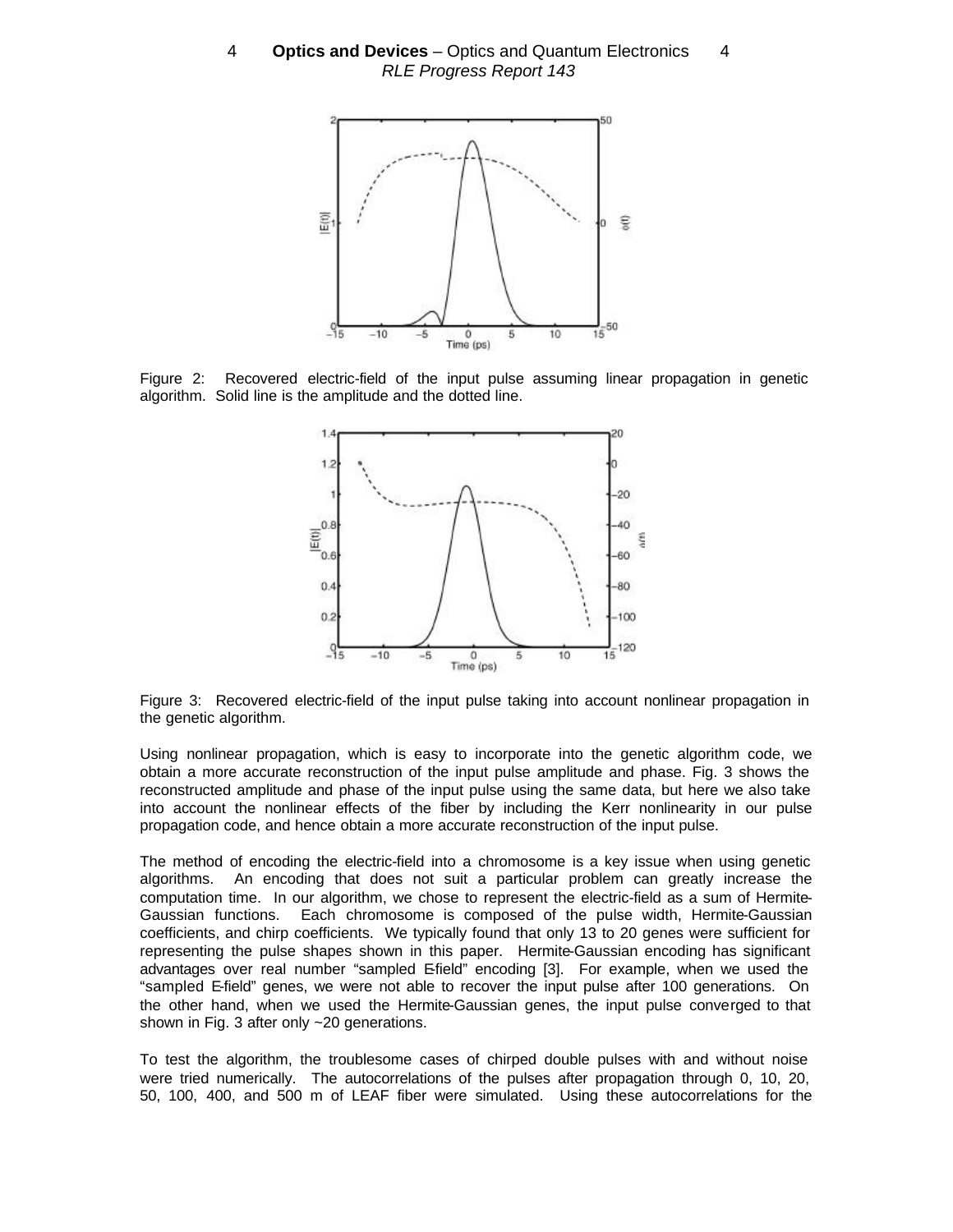Figure 2: Recovered electric-field of the input pulse assuming linear propagation in genetic algorithm. Solid line is the amplitude and the dotted line.

Figure 3: Recovered electric-field of the input pulse taking into account nonlinear propagation in the genetic algorithm.

Using nonlinear propagation, which is easy to incorporate into the genetic algorithm code, we obtain a more accurate reconstruction of the input pulse amplitude and phase. Fig. 3 shows the reconstructed amplitude and phase of the input pulse using the same data, but here we also take into account the nonlinear effects of the fiber by including the Kerr nonlinearity in our pulse propagation code, and hence obtain a more accurate reconstruction of the input pulse.

The method of encoding the electric-field into a chromosome is a key issue when using genetic algorithms. An encoding that does not suit a particular problem can greatly increase the computation time. In our algorithm, we chose to represent the electric-field as a sum of Hermite-Gaussian functions. Each chromosome is composed of the pulse width, Hermite-Gaussian coefficients, and chirp coefficients. We typically found that only 13 to 20 genes were sufficient for representing the pulse shapes shown in this paper. Hermite-Gaussian encoding has significant advantages over real number "sampled E-field" encoding [3]. For example, when we used the "sampled E-field" genes, we were not able to recover the input pulse after 100 generations. On the other hand, when we used the Hermite-Gaussian genes, the input pulse converged to that shown in Fig. 3 after only ~20 generations.

To test the algorithm, the troublesome cases of chirped double pulses with and without noise were tried numerically. The autocorrelations of the pulses after propagation through 0, 10, 20, 50, 100, 400, and 500 m of LEAF fiber were simulated. Using these autocorrelations for the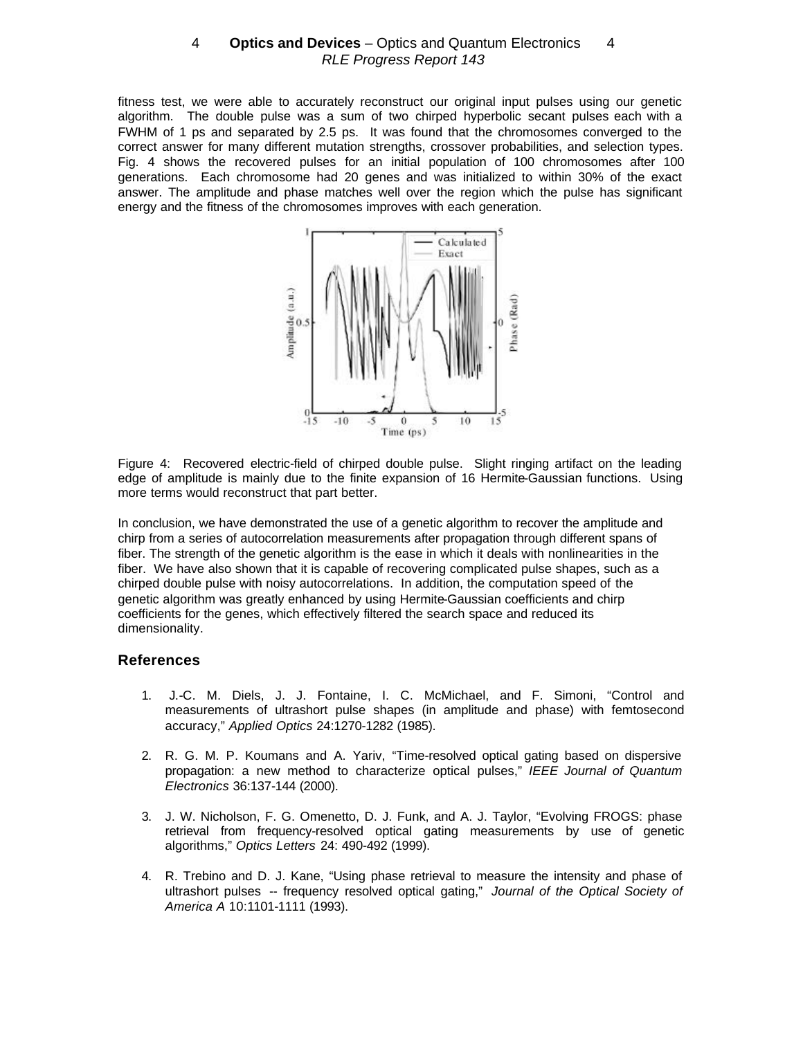fitness test, we were able to accurately reconstruct our original input pulses using our genetic algorithm. The double pulse was a sum of two chirped hyperbolic secant pulses each with a FWHM of 1 ps and separated by 2.5 ps. It was found that the chromosomes converged to the correct answer for many different mutation strengths, crossover probabilities, and selection types. Fig. 4 shows the recovered pulses for an initial population of 100 chromosomes after 100 generations. Each chromosome had 20 genes and was initialized to within 30% of the exact answer. The amplitude and phase matches well over the region which the pulse has significant energy and the fitness of the chromosomes improves with each generation.

Figure 4: Recovered electric-field of chirped double pulse. Slight ringing artifact on the leading edge of amplitude is mainly due to the finite expansion of 16 Hermite-Gaussian functions. Using more terms would reconstruct that part better.

In conclusion, we have demonstrated the use of a genetic algorithm to recover the amplitude and chirp from a series of autocorrelation measurements after propagation through different spans of fiber. The strength of the genetic algorithm is the ease in which it deals with nonlinearities in the fiber. We have also shown that it is capable of recovering complicated pulse shapes, such as a chirped double pulse with noisy autocorrelations. In addition, the computation speed of the genetic algorithm was greatly enhanced by using Hermite-Gaussian coefficients and chirp coefficients for the genes, which effectively filtered the search space and reduced its dimensionality.

## References

1. J.-C. M. Diels, J. J. Fontaine, I. C. McMichael, and F. Simoni, "Control and measurements of ultrashort pulse shapes (in amplitude and phase) with femtosecond accuracy," *Applied Optics* 24:1270-1282 (1985).

2. R. G. M. P. Koumans and A. Yariv, "Time-resolved optical gating based on dispersive propagation: a new method to characterize optical pulses," *IEEE Journal of Quantum Electronics* 36:137-144 (2000).

3. J. W. Nicholson, F. G. Omenetto, D. J. Funk, and A. J. Taylor, "Evolving FROGS: phase retrieval from frequency-resolved optical gating measurements by use of genetic algorithms," *Optics Letters* 24: 490-492 (1999).

4. R. Trebino and D. J. Kane, "Using phase retrieval to measure the intensity and phase of ultrashort pulses -- frequency resolved optical gating," *Journal of the Optical Society of America A* 10:1101-1111 (1993).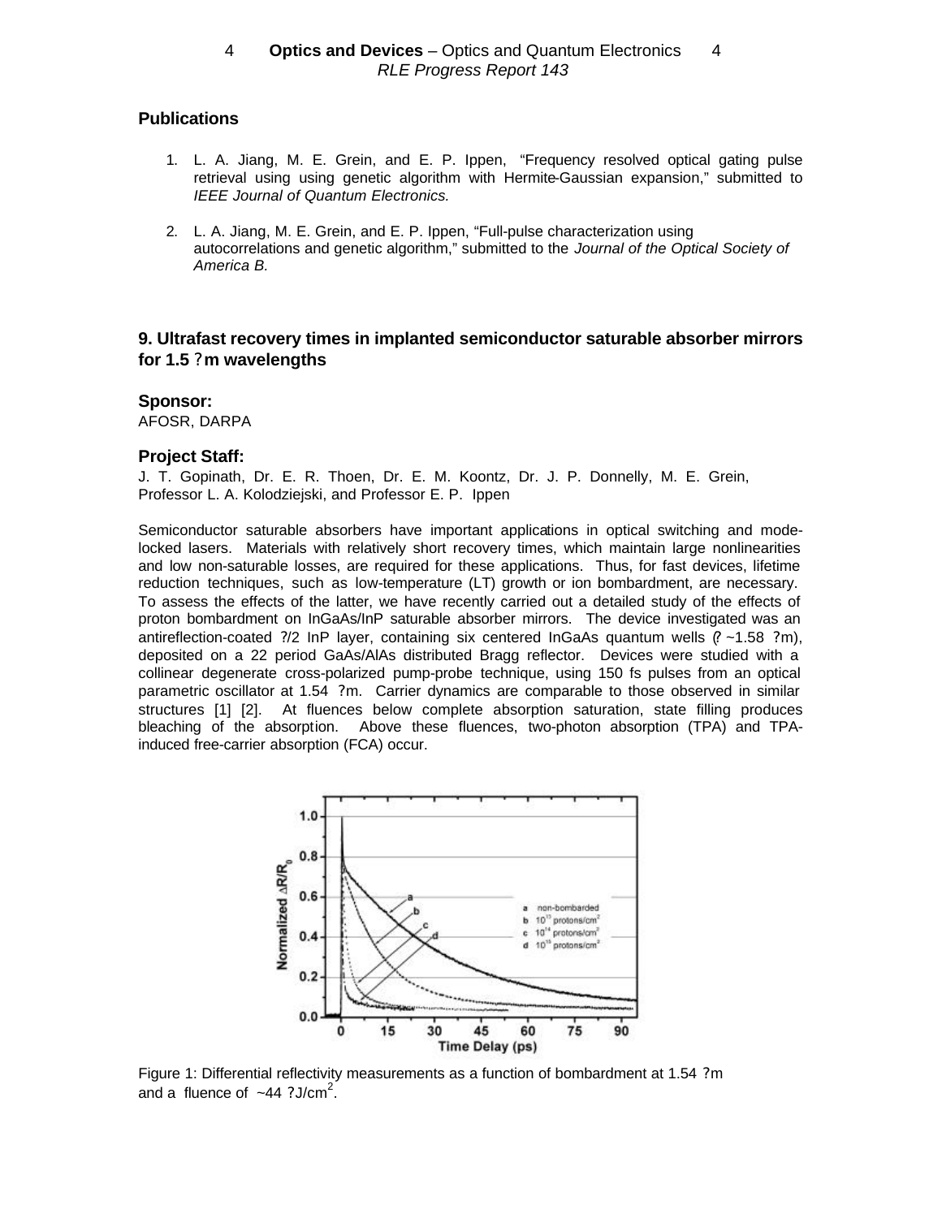## Publications

1. L. A. Jiang, M. E. Grein, and E. P. Ippen, "Frequency resolved optical gating pulse retrieval using using genetic algorithm with Hermite-Gaussian expansion," submitted to *IEEE Journal of Quantum Electronics.*

2. L. A. Jiang, M. E. Grein, and E. P. Ippen, "Full-pulse characterization using autocorrelations and genetic algorithm," submitted to the *Journal of the Optical Society of America B.*

## 9. Ultrafast recovery times in implanted semiconductor saturable absorber mirrors for 1.5 ?m wavelengths

### Sponsor:

AFOSR, DARPA

### Project Staff:

J. T. Gopinath, Dr. E. R. Thoen, Dr. E. M. Koontz, Dr. J. P. Donnelly, M. E. Grein, Professor L. A. Kolodziejski, and Professor E. P. Ippen

Semiconductor saturable absorbers have important applications in optical switching and mode-locked lasers. Materials with relatively short recovery times, which maintain large nonlinearities and low non-saturable losses, are required for these applications. Thus, for fast devices, lifetime reduction techniques, such as low-temperature (LT) growth or ion bombardment, are necessary. To assess the effects of the latter, we have recently carried out a detailed study of the effects of proton bombardment on InGaAs/InP saturable absorber mirrors. The device investigated was an antireflection-coated ?/2 InP layer, containing six centered InGaAs quantum wells (? ~1.58 ?m), deposited on a 22 period GaAs/AlAs distributed Bragg reflector. Devices were studied with a collinear degenerate cross-polarized pump-probe technique, using 150 fs pulses from an optical parametric oscillator at 1.54 ?m. Carrier dynamics are comparable to those observed in similar structures [1] [2]. At fluences below complete absorption saturation, state filling produces bleaching of the absorption. Above these fluences, two-photon absorption (TPA) and TPA-induced free-carrier absorption (FCA) occur.

Figure 1: Differential reflectivity measurements as a function of bombardment at 1.54 ?m and a fluence of ~44 ?J/cm$^2$.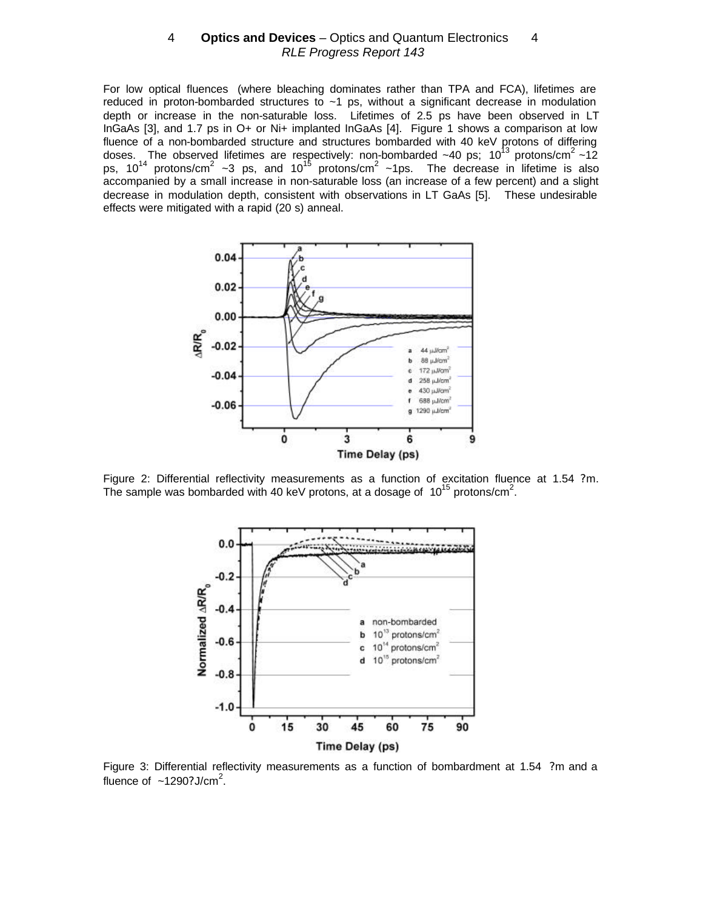For low optical fluences (where bleaching dominates rather than TPA and FCA), lifetimes are reduced in proton-bombarded structures to ~1 ps, without a significant decrease in modulation depth or increase in the non-saturable loss. Lifetimes of 2.5 ps have been observed in LT InGaAs [3], and 1.7 ps in O+ or Ni+ implanted InGaAs [4]. Figure 1 shows a comparison at low fluence of a non-bombarded structure and structures bombarded with 40 keV protons of differing doses. The observed lifetimes are respectively: non-bombarded ~40 ps; $10^{13}$ protons/cm$^2$ ~12 ps, $10^{14}$ protons/cm$^2$ ~3 ps, and $10^{15}$ protons/cm$^2$ ~1ps. The decrease in lifetime is also accompanied by a small increase in non-saturable loss (an increase of a few percent) and a slight decrease in modulation depth, consistent with observations in LT GaAs [5]. These undesirable effects were mitigated with a rapid (20 s) anneal.

Figure 2: Differential reflectivity measurements as a function of excitation fluence at 1.54 ?m. The sample was bombarded with 40 keV protons, at a dosage of $10^{15}$ protons/cm$^2$.

Figure 3: Differential reflectivity measurements as a function of bombardment at 1.54 ?m and a fluence of ~1290?J/cm$^2$.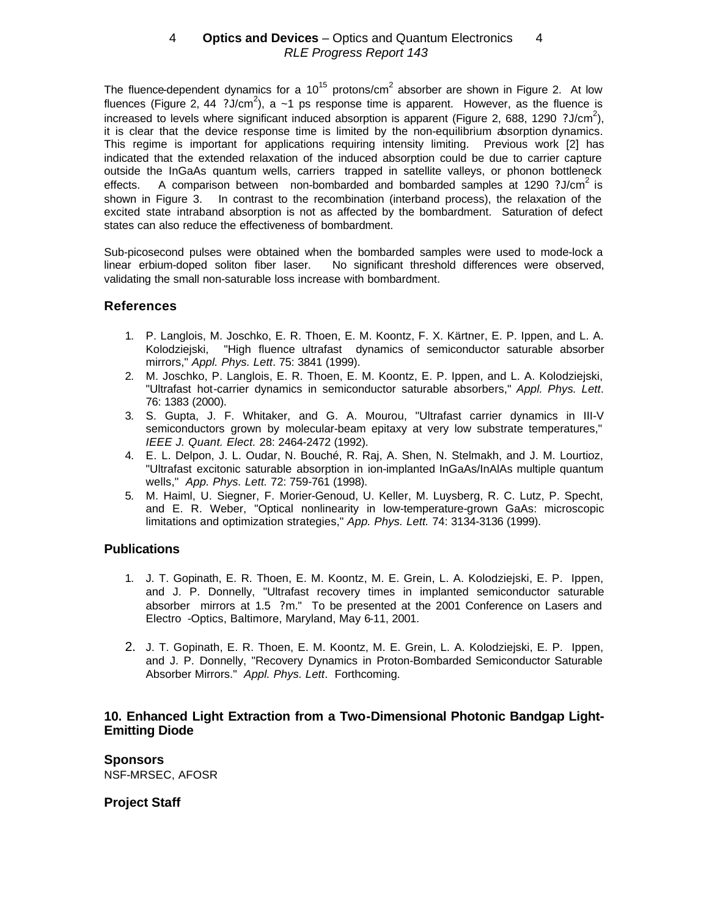The fluence-dependent dynamics for a $10^{15}$ protons/cm$^2$ absorber are shown in Figure 2. At low fluences (Figure 2, 44 ?J/cm$^2$), a ~1 ps response time is apparent. However, as the fluence is increased to levels where significant induced absorption is apparent (Figure 2, 688, 1290 ?J/cm$^2$), it is clear that the device response time is limited by the non-equilibrium absorption dynamics. This regime is important for applications requiring intensity limiting. Previous work [2] has indicated that the extended relaxation of the induced absorption could be due to carrier capture outside the InGaAs quantum wells, carriers trapped in satellite valleys, or phonon bottleneck effects. A comparison between non-bombarded and bombarded samples at 1290 ?J/cm$^2$ is shown in Figure 3. In contrast to the recombination (interband process), the relaxation of the excited state intraband absorption is not as affected by the bombardment. Saturation of defect states can also reduce the effectiveness of bombardment.

Sub-picosecond pulses were obtained when the bombarded samples were used to mode-lock a linear erbium-doped soliton fiber laser. No significant threshold differences were observed, validating the small non-saturable loss increase with bombardment.

## References

1. P. Langlois, M. Joschko, E. R. Thoen, E. M. Koontz, F. X. Kärtner, E. P. Ippen, and L. A. Kolodziejski, "High fluence ultrafast dynamics of semiconductor saturable absorber mirrors," *Appl. Phys. Lett*. 75: 3841 (1999).
2. M. Joschko, P. Langlois, E. R. Thoen, E. M. Koontz, E. P. Ippen, and L. A. Kolodziejski, "Ultrafast hot-carrier dynamics in semiconductor saturable absorbers," *Appl. Phys. Lett*. 76: 1383 (2000).
3. S. Gupta, J. F. Whitaker, and G. A. Mourou, "Ultrafast carrier dynamics in III-V semiconductors grown by molecular-beam epitaxy at very low substrate temperatures," *IEEE J. Quant. Elect.* 28: 2464-2472 (1992).
4. E. L. Delpon, J. L. Oudar, N. Bouché, R. Raj, A. Shen, N. Stelmakh, and J. M. Lourtioz, "Ultrafast excitonic saturable absorption in ion-implanted InGaAs/InAlAs multiple quantum wells," *App. Phys. Lett.* 72: 759-761 (1998).
5. M. Haiml, U. Siegner, F. Morier-Genoud, U. Keller, M. Luysberg, R. C. Lutz, P. Specht, and E. R. Weber, "Optical nonlinearity in low-temperature-grown GaAs: microscopic limitations and optimization strategies," *App. Phys. Lett.* 74: 3134-3136 (1999).

## Publications

1. J. T. Gopinath, E. R. Thoen, E. M. Koontz, M. E. Grein, L. A. Kolodziejski, E. P. Ippen, and J. P. Donnelly, "Ultrafast recovery times in implanted semiconductor saturable absorber mirrors at 1.5 ?m." To be presented at the 2001 Conference on Lasers and Electro -Optics, Baltimore, Maryland, May 6-11, 2001.

2. J. T. Gopinath, E. R. Thoen, E. M. Koontz, M. E. Grein, L. A. Kolodziejski, E. P. Ippen, and J. P. Donnelly, "Recovery Dynamics in Proton-Bombarded Semiconductor Saturable Absorber Mirrors." *Appl. Phys. Lett*. Forthcoming.

## 10. Enhanced Light Extraction from a Two-Dimensional Photonic Bandgap Light-Emitting Diode

### Sponsors

NSF-MRSEC, AFOSR

### Project Staff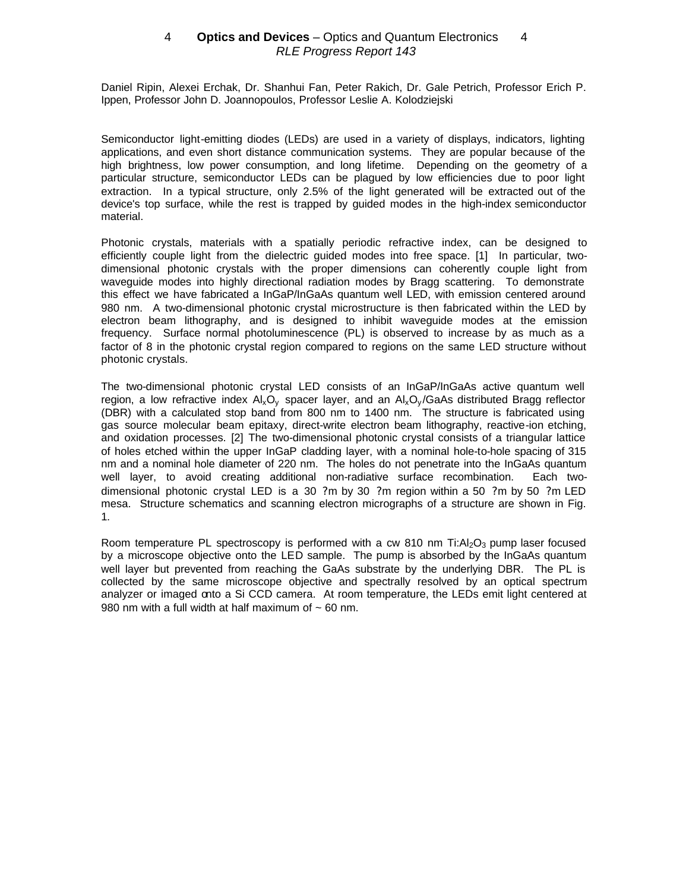Daniel Ripin, Alexei Erchak, Dr. Shanhui Fan, Peter Rakich, Dr. Gale Petrich, Professor Erich P. Ippen, Professor John D. Joannopoulos, Professor Leslie A. Kolodziejski

Semiconductor light-emitting diodes (LEDs) are used in a variety of displays, indicators, lighting applications, and even short distance communication systems. They are popular because of the high brightness, low power consumption, and long lifetime. Depending on the geometry of a particular structure, semiconductor LEDs can be plagued by low efficiencies due to poor light extraction. In a typical structure, only 2.5% of the light generated will be extracted out of the device's top surface, while the rest is trapped by guided modes in the high-index semiconductor material.

Photonic crystals, materials with a spatially periodic refractive index, can be designed to efficiently couple light from the dielectric guided modes into free space. [1] In particular, two-dimensional photonic crystals with the proper dimensions can coherently couple light from waveguide modes into highly directional radiation modes by Bragg scattering. To demonstrate this effect we have fabricated a InGaP/InGaAs quantum well LED, with emission centered around 980 nm. A two-dimensional photonic crystal microstructure is then fabricated within the LED by electron beam lithography, and is designed to inhibit waveguide modes at the emission frequency. Surface normal photoluminescence (PL) is observed to increase by as much as a factor of 8 in the photonic crystal region compared to regions on the same LED structure without photonic crystals.

The two-dimensional photonic crystal LED consists of an InGaP/InGaAs active quantum well region, a low refractive index $Al_xO_y$ spacer layer, and an $Al_xO_y$/GaAs distributed Bragg reflector (DBR) with a calculated stop band from 800 nm to 1400 nm. The structure is fabricated using gas source molecular beam epitaxy, direct-write electron beam lithography, reactive-ion etching, and oxidation processes. [2] The two-dimensional photonic crystal consists of a triangular lattice of holes etched within the upper InGaP cladding layer, with a nominal hole-to-hole spacing of 315 nm and a nominal hole diameter of 220 nm. The holes do not penetrate into the InGaAs quantum well layer, to avoid creating additional non-radiative surface recombination. Each two-dimensional photonic crystal LED is a 30 ?m by 30 ?m region within a 50 ?m by 50 ?m LED mesa. Structure schematics and scanning electron micrographs of a structure are shown in Fig. 1.

Room temperature PL spectroscopy is performed with a cw 810 nm Ti:$Al_2O_3$ pump laser focused by a microscope objective onto the LED sample. The pump is absorbed by the InGaAs quantum well layer but prevented from reaching the GaAs substrate by the underlying DBR. The PL is collected by the same microscope objective and spectrally resolved by an optical spectrum analyzer or imaged onto a Si CCD camera. At room temperature, the LEDs emit light centered at 980 nm with a full width at half maximum of ~ 60 nm.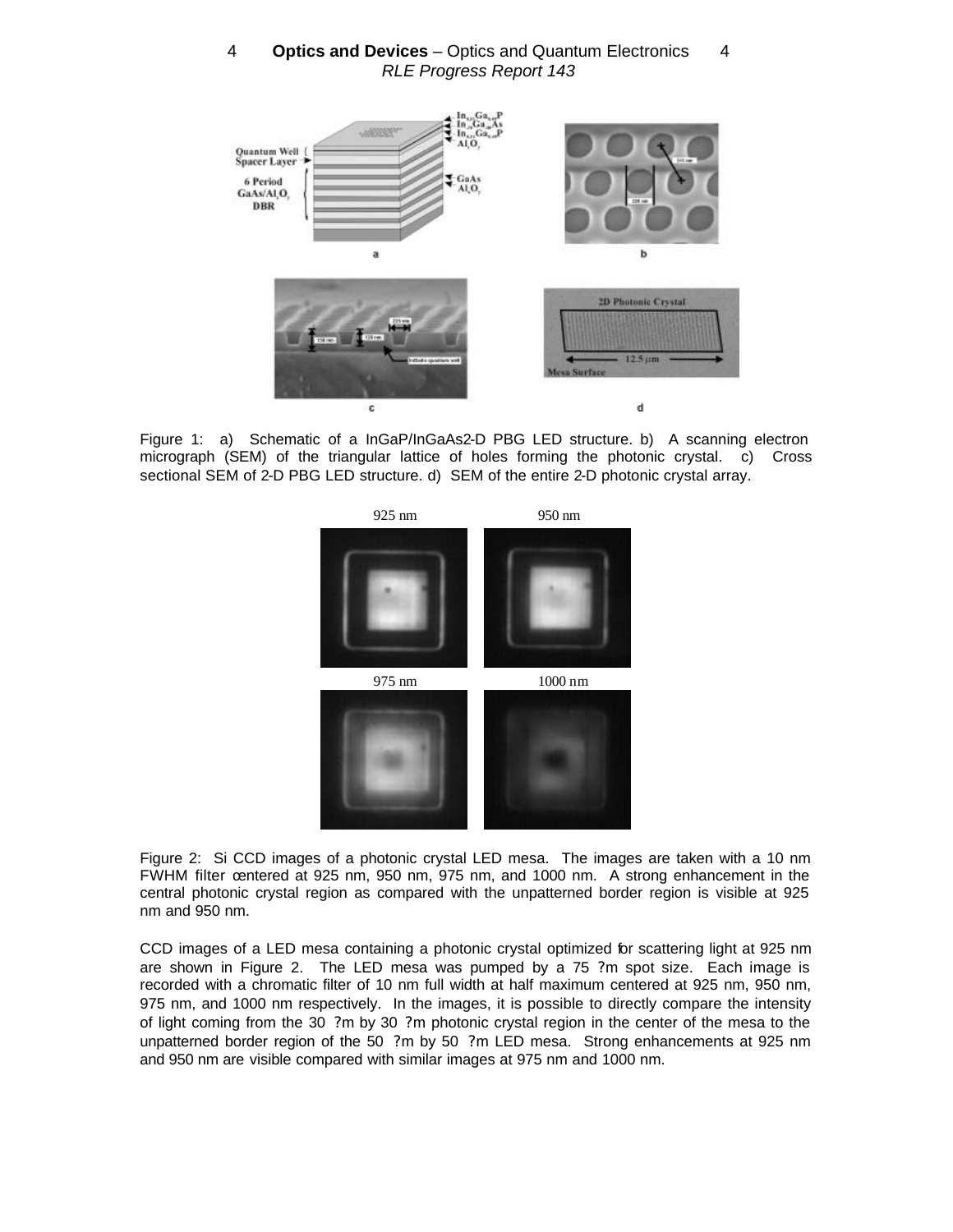Figure 1: a) Schematic of a InGaP/InGaAs 2-D PBG LED structure. b) A scanning electron micrograph (SEM) of the triangular lattice of holes forming the photonic crystal. c) Cross sectional SEM of 2-D PBG LED structure. d) SEM of the entire 2-D photonic crystal array.

Figure 2: Si CCD images of a photonic crystal LED mesa. The images are taken with a 10 nm FWHM filter centered at 925 nm, 950 nm, 975 nm, and 1000 nm. A strong enhancement in the central photonic crystal region as compared with the unpatterned border region is visible at 925 nm and 950 nm.

CCD images of a LED mesa containing a photonic crystal optimized for scattering light at 925 nm are shown in Figure 2. The LED mesa was pumped by a 75 μm spot size. Each image is recorded with a chromatic filter of 10 nm full width at half maximum centered at 925 nm, 950 nm, 975 nm, and 1000 nm respectively. In the images, it is possible to directly compare the intensity of light coming from the 30 μm by 30 μm photonic crystal region in the center of the mesa to the unpatterned border region of the 50 μm by 50 μm LED mesa. Strong enhancements at 925 nm and 950 nm are visible compared with similar images at 975 nm and 1000 nm.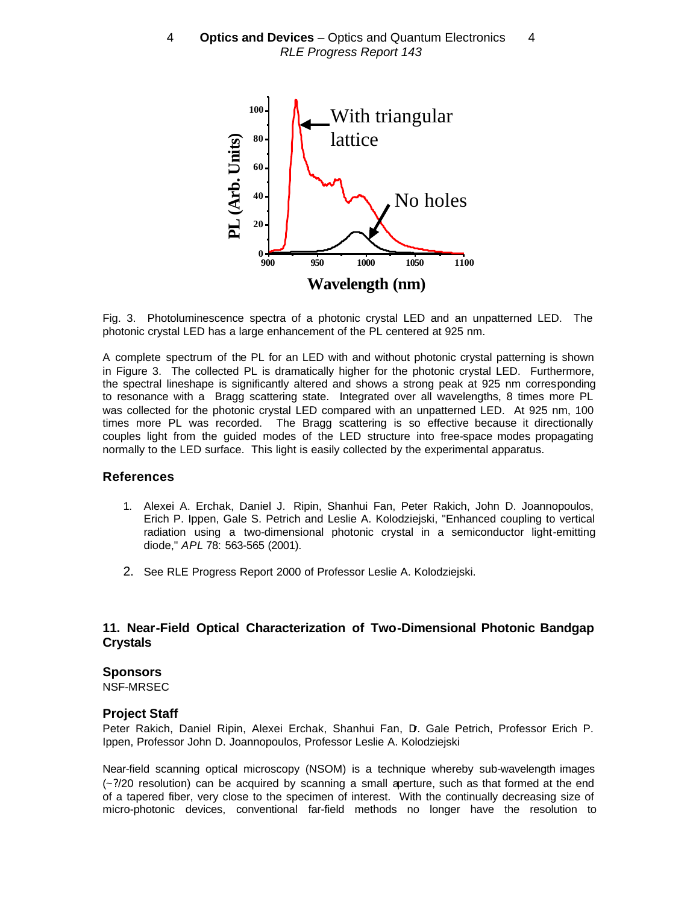Fig. 3. Photoluminescence spectra of a photonic crystal LED and an unpatterned LED. The photonic crystal LED has a large enhancement of the PL centered at 925 nm.

A complete spectrum of the PL for an LED with and without photonic crystal patterning is shown in Figure 3. The collected PL is dramatically higher for the photonic crystal LED. Furthermore, the spectral lineshape is significantly altered and shows a strong peak at 925 nm corresponding to resonance with a Bragg scattering state. Integrated over all wavelengths, 8 times more PL was collected for the photonic crystal LED compared with an unpatterned LED. At 925 nm, 100 times more PL was recorded. The Bragg scattering is so effective because it directionally couples light from the guided modes of the LED structure into free-space modes propagating normally to the LED surface. This light is easily collected by the experimental apparatus.

### References

1. Alexei A. Erchak, Daniel J. Ripin, Shanhui Fan, Peter Rakich, John D. Joannopoulos, Erich P. Ippen, Gale S. Petrich and Leslie A. Kolodziejski, "Enhanced coupling to vertical radiation using a two-dimensional photonic crystal in a semiconductor light-emitting diode," *APL* 78: 563-565 (2001).

2. See RLE Progress Report 2000 of Professor Leslie A. Kolodziejski.

## 11. Near-Field Optical Characterization of Two-Dimensional Photonic Bandgap Crystals

### Sponsors

NSF-MRSEC

### Project Staff

Peter Rakich, Daniel Ripin, Alexei Erchak, Shanhui Fan, Dr. Gale Petrich, Professor Erich P. Ippen, Professor John D. Joannopoulos, Professor Leslie A. Kolodziejski

Near-field scanning optical microscopy (NSOM) is a technique whereby sub-wavelength images (~?/20 resolution) can be acquired by scanning a small aperture, such as that formed at the end of a tapered fiber, very close to the specimen of interest. With the continually decreasing size of micro-photonic devices, conventional far-field methods no longer have the resolution to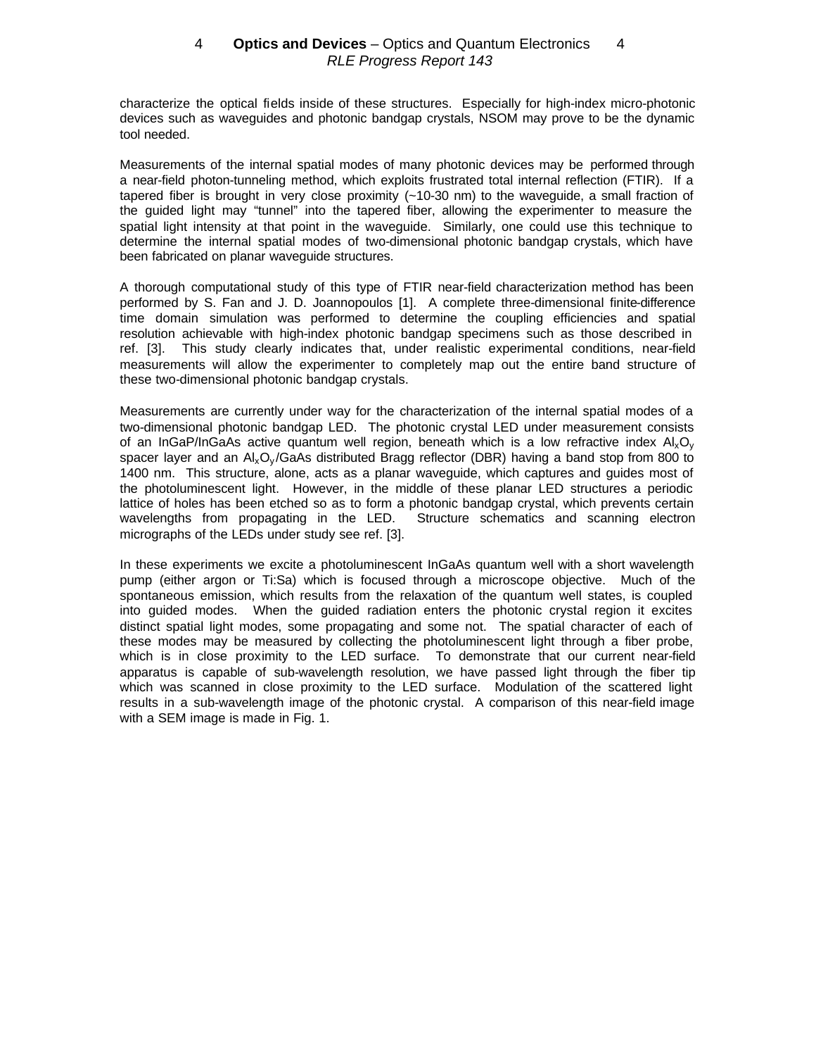characterize the optical fields inside of these structures. Especially for high-index micro-photonic devices such as waveguides and photonic bandgap crystals, NSOM may prove to be the dynamic tool needed.

Measurements of the internal spatial modes of many photonic devices may be performed through a near-field photon-tunneling method, which exploits frustrated total internal reflection (FTIR). If a tapered fiber is brought in very close proximity (~10-30 nm) to the waveguide, a small fraction of the guided light may "tunnel" into the tapered fiber, allowing the experimenter to measure the spatial light intensity at that point in the waveguide. Similarly, one could use this technique to determine the internal spatial modes of two-dimensional photonic bandgap crystals, which have been fabricated on planar waveguide structures.

A thorough computational study of this type of FTIR near-field characterization method has been performed by S. Fan and J. D. Joannopoulos [1]. A complete three-dimensional finite-difference time domain simulation was performed to determine the coupling efficiencies and spatial resolution achievable with high-index photonic bandgap specimens such as those described in ref. [3]. This study clearly indicates that, under realistic experimental conditions, near-field measurements will allow the experimenter to completely map out the entire band structure of these two-dimensional photonic bandgap crystals.

Measurements are currently under way for the characterization of the internal spatial modes of a two-dimensional photonic bandgap LED. The photonic crystal LED under measurement consists of an InGaP/InGaAs active quantum well region, beneath which is a low refractive index $Al_xO_y$ spacer layer and an $Al_xO_y$/GaAs distributed Bragg reflector (DBR) having a band stop from 800 to 1400 nm. This structure, alone, acts as a planar waveguide, which captures and guides most of the photoluminescent light. However, in the middle of these planar LED structures a periodic lattice of holes has been etched so as to form a photonic bandgap crystal, which prevents certain wavelengths from propagating in the LED. Structure schematics and scanning electron micrographs of the LEDs under study see ref. [3].

In these experiments we excite a photoluminescent InGaAs quantum well with a short wavelength pump (either argon or Ti:Sa) which is focused through a microscope objective. Much of the spontaneous emission, which results from the relaxation of the quantum well states, is coupled into guided modes. When the guided radiation enters the photonic crystal region it excites distinct spatial light modes, some propagating and some not. The spatial character of each of these modes may be measured by collecting the photoluminescent light through a fiber probe, which is in close proximity to the LED surface. To demonstrate that our current near-field apparatus is capable of sub-wavelength resolution, we have passed light through the fiber tip which was scanned in close proximity to the LED surface. Modulation of the scattered light results in a sub-wavelength image of the photonic crystal. A comparison of this near-field image with a SEM image is made in Fig. 1.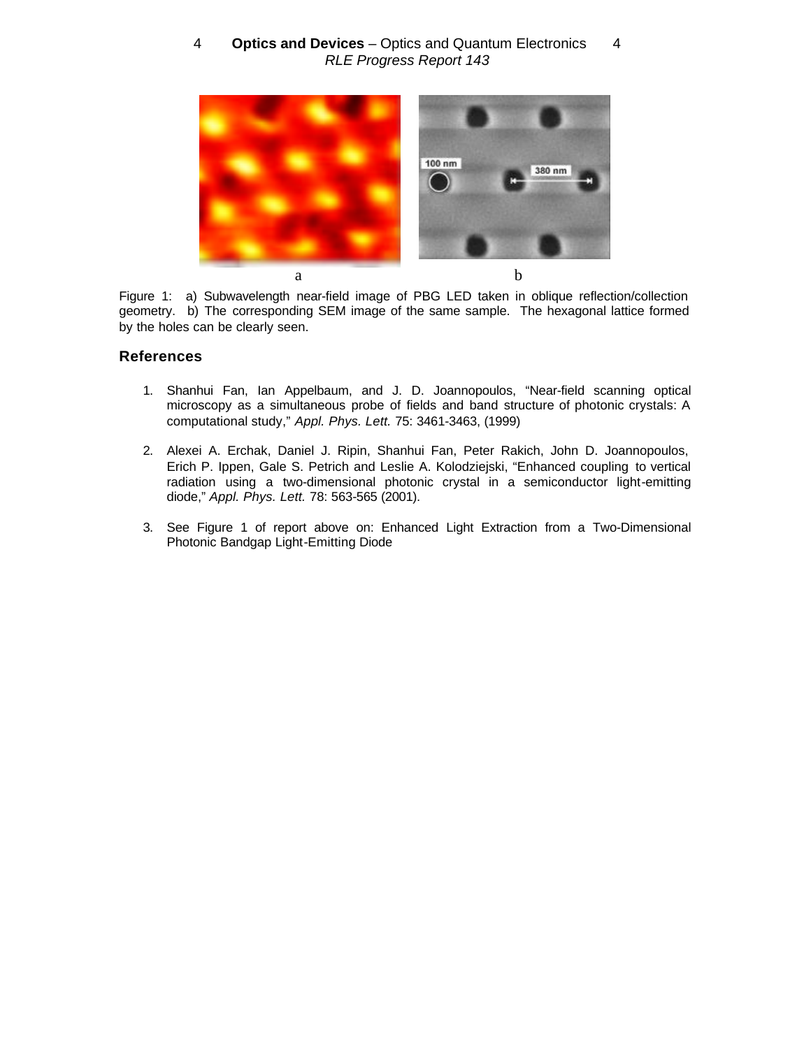a b

Figure 1: a) Subwavelength near-field image of PBG LED taken in oblique reflection/collection geometry. b) The corresponding SEM image of the same sample. The hexagonal lattice formed by the holes can be clearly seen.

## References

1. Shanhui Fan, Ian Appelbaum, and J. D. Joannopoulos, "Near-field scanning optical microscopy as a simultaneous probe of fields and band structure of photonic crystals: A computational study," *Appl. Phys. Lett.* 75: 3461-3463, (1999)

2. Alexei A. Erchak, Daniel J. Ripin, Shanhui Fan, Peter Rakich, John D. Joannopoulos, Erich P. Ippen, Gale S. Petrich and Leslie A. Kolodziejski, "Enhanced coupling to vertical radiation using a two-dimensional photonic crystal in a semiconductor light-emitting diode," *Appl. Phys. Lett.* 78: 563-565 (2001).

3. See Figure 1 of report above on: Enhanced Light Extraction from a Two-Dimensional Photonic Bandgap Light-Emitting Diode